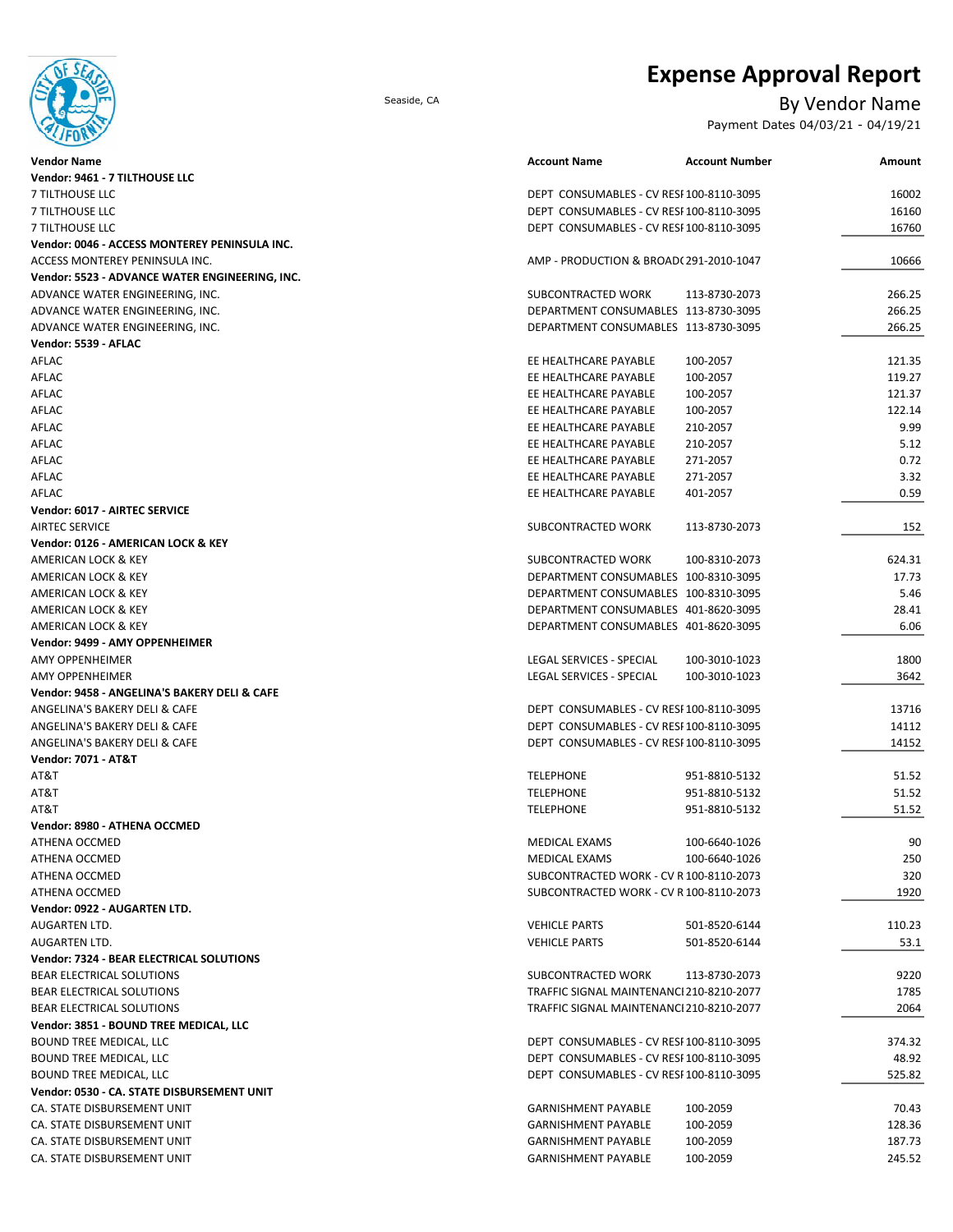# Expense Approval Report

Seaside, CA

## By Vendor Name

Payment Dates 04/03/21 - 04/19/21

| Vendor Name | Account Name | Account Number | Amount |
|---|---|---|---|
| **Vendor: 9461 - 7 TILTHOUSE LLC** | | | |
| 7 TILTHOUSE LLC | DEPT CONSUMABLES - CV RESI | 100-8110-3095 | 16002 |
| 7 TILTHOUSE LLC | DEPT CONSUMABLES - CV RESI | 100-8110-3095 | 16160 |
| 7 TILTHOUSE LLC | DEPT CONSUMABLES - CV RESI | 100-8110-3095 | 16760 |
| **Vendor: 0046 - ACCESS MONTEREY PENINSULA INC.** | | | |
| ACCESS MONTEREY PENINSULA INC. | AMP - PRODUCTION & BROADC | 291-2010-1047 | 10666 |
| **Vendor: 5523 - ADVANCE WATER ENGINEERING, INC.** | | | |
| ADVANCE WATER ENGINEERING, INC. | SUBCONTRACTED WORK | 113-8730-2073 | 266.25 |
| ADVANCE WATER ENGINEERING, INC. | DEPARTMENT CONSUMABLES | 113-8730-3095 | 266.25 |
| ADVANCE WATER ENGINEERING, INC. | DEPARTMENT CONSUMABLES | 113-8730-3095 | 266.25 |
| **Vendor: 5539 - AFLAC** | | | |
| AFLAC | EE HEALTHCARE PAYABLE | 100-2057 | 121.35 |
| AFLAC | EE HEALTHCARE PAYABLE | 100-2057 | 119.27 |
| AFLAC | EE HEALTHCARE PAYABLE | 100-2057 | 121.37 |
| AFLAC | EE HEALTHCARE PAYABLE | 100-2057 | 122.14 |
| AFLAC | EE HEALTHCARE PAYABLE | 210-2057 | 9.99 |
| AFLAC | EE HEALTHCARE PAYABLE | 210-2057 | 5.12 |
| AFLAC | EE HEALTHCARE PAYABLE | 271-2057 | 0.72 |
| AFLAC | EE HEALTHCARE PAYABLE | 271-2057 | 3.32 |
| AFLAC | EE HEALTHCARE PAYABLE | 401-2057 | 0.59 |
| **Vendor: 6017 - AIRTEC SERVICE** | | | |
| AIRTEC SERVICE | SUBCONTRACTED WORK | 113-8730-2073 | 152 |
| **Vendor: 0126 - AMERICAN LOCK & KEY** | | | |
| AMERICAN LOCK & KEY | SUBCONTRACTED WORK | 100-8310-2073 | 624.31 |
| AMERICAN LOCK & KEY | DEPARTMENT CONSUMABLES | 100-8310-3095 | 17.73 |
| AMERICAN LOCK & KEY | DEPARTMENT CONSUMABLES | 100-8310-3095 | 5.46 |
| AMERICAN LOCK & KEY | DEPARTMENT CONSUMABLES | 401-8620-3095 | 28.41 |
| AMERICAN LOCK & KEY | DEPARTMENT CONSUMABLES | 401-8620-3095 | 6.06 |
| **Vendor: 9499 - AMY OPPENHEIMER** | | | |
| AMY OPPENHEIMER | LEGAL SERVICES - SPECIAL | 100-3010-1023 | 1800 |
| AMY OPPENHEIMER | LEGAL SERVICES - SPECIAL | 100-3010-1023 | 3642 |
| **Vendor: 9458 - ANGELINA'S BAKERY DELI & CAFE** | | | |
| ANGELINA'S BAKERY DELI & CAFE | DEPT CONSUMABLES - CV RESI | 100-8110-3095 | 13716 |
| ANGELINA'S BAKERY DELI & CAFE | DEPT CONSUMABLES - CV RESI | 100-8110-3095 | 14112 |
| ANGELINA'S BAKERY DELI & CAFE | DEPT CONSUMABLES - CV RESI | 100-8110-3095 | 14152 |
| **Vendor: 7071 - AT&T** | | | |
| AT&T | TELEPHONE | 951-8810-5132 | 51.52 |
| AT&T | TELEPHONE | 951-8810-5132 | 51.52 |
| AT&T | TELEPHONE | 951-8810-5132 | 51.52 |
| **Vendor: 8980 - ATHENA OCCMED** | | | |
| ATHENA OCCMED | MEDICAL EXAMS | 100-6640-1026 | 90 |
| ATHENA OCCMED | MEDICAL EXAMS | 100-6640-1026 | 250 |
| ATHENA OCCMED | SUBCONTRACTED WORK - CV R | 100-8110-2073 | 320 |
| ATHENA OCCMED | SUBCONTRACTED WORK - CV R | 100-8110-2073 | 1920 |
| **Vendor: 0922 - AUGARTEN LTD.** | | | |
| AUGARTEN LTD. | VEHICLE PARTS | 501-8520-6144 | 110.23 |
| AUGARTEN LTD. | VEHICLE PARTS | 501-8520-6144 | 53.1 |
| **Vendor: 7324 - BEAR ELECTRICAL SOLUTIONS** | | | |
| BEAR ELECTRICAL SOLUTIONS | SUBCONTRACTED WORK | 113-8730-2073 | 9220 |
| BEAR ELECTRICAL SOLUTIONS | TRAFFIC SIGNAL MAINTENANCE | 210-8210-2077 | 1785 |
| BEAR ELECTRICAL SOLUTIONS | TRAFFIC SIGNAL MAINTENANCE | 210-8210-2077 | 2064 |
| **Vendor: 3851 - BOUND TREE MEDICAL, LLC** | | | |
| BOUND TREE MEDICAL, LLC | DEPT CONSUMABLES - CV RESI | 100-8110-3095 | 374.32 |
| BOUND TREE MEDICAL, LLC | DEPT CONSUMABLES - CV RESI | 100-8110-3095 | 48.92 |
| BOUND TREE MEDICAL, LLC | DEPT CONSUMABLES - CV RESI | 100-8110-3095 | 525.82 |
| **Vendor: 0530 - CA. STATE DISBURSEMENT UNIT** | | | |
| CA. STATE DISBURSEMENT UNIT | GARNISHMENT PAYABLE | 100-2059 | 70.43 |
| CA. STATE DISBURSEMENT UNIT | GARNISHMENT PAYABLE | 100-2059 | 128.36 |
| CA. STATE DISBURSEMENT UNIT | GARNISHMENT PAYABLE | 100-2059 | 187.73 |
| CA. STATE DISBURSEMENT UNIT | GARNISHMENT PAYABLE | 100-2059 | 245.52 |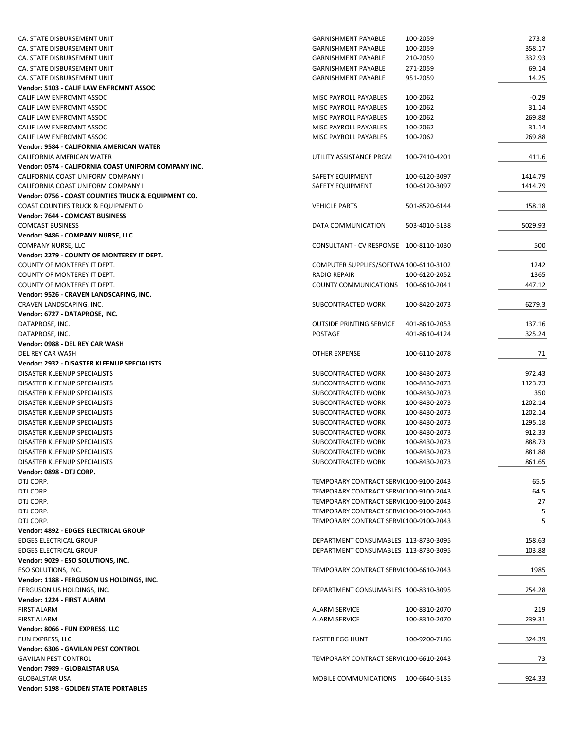| | | | |
|---|---|---|---|
| CA. STATE DISBURSEMENT UNIT | GARNISHMENT PAYABLE | 100-2059 | 273.8 |
| CA. STATE DISBURSEMENT UNIT | GARNISHMENT PAYABLE | 100-2059 | 358.17 |
| CA. STATE DISBURSEMENT UNIT | GARNISHMENT PAYABLE | 210-2059 | 332.93 |
| CA. STATE DISBURSEMENT UNIT | GARNISHMENT PAYABLE | 271-2059 | 69.14 |
| CA. STATE DISBURSEMENT UNIT | GARNISHMENT PAYABLE | 951-2059 | 14.25 |
| **Vendor: 5103 - CALIF LAW ENFRCMNT ASSOC** | | | |
| CALIF LAW ENFRCMNT ASSOC | MISC PAYROLL PAYABLES | 100-2062 | -0.29 |
| CALIF LAW ENFRCMNT ASSOC | MISC PAYROLL PAYABLES | 100-2062 | 31.14 |
| CALIF LAW ENFRCMNT ASSOC | MISC PAYROLL PAYABLES | 100-2062 | 269.88 |
| CALIF LAW ENFRCMNT ASSOC | MISC PAYROLL PAYABLES | 100-2062 | 31.14 |
| CALIF LAW ENFRCMNT ASSOC | MISC PAYROLL PAYABLES | 100-2062 | 269.88 |
| **Vendor: 9584 - CALIFORNIA AMERICAN WATER** | | | |
| CALIFORNIA AMERICAN WATER | UTILITY ASSISTANCE PRGM | 100-7410-4201 | 411.6 |
| **Vendor: 0574 - CALIFORNIA COAST UNIFORM COMPANY INC.** | | | |
| CALIFORNIA COAST UNIFORM COMPANY I | SAFETY EQUIPMENT | 100-6120-3097 | 1414.79 |
| CALIFORNIA COAST UNIFORM COMPANY I | SAFETY EQUIPMENT | 100-6120-3097 | 1414.79 |
| **Vendor: 0756 - COAST COUNTIES TRUCK & EQUIPMENT CO.** | | | |
| COAST COUNTIES TRUCK & EQUIPMENT C( | VEHICLE PARTS | 501-8520-6144 | 158.18 |
| **Vendor: 7644 - COMCAST BUSINESS** | | | |
| COMCAST BUSINESS | DATA COMMUNICATION | 503-4010-5138 | 5029.93 |
| **Vendor: 9486 - COMPANY NURSE, LLC** | | | |
| COMPANY NURSE, LLC | CONSULTANT - CV RESPONSE | 100-8110-1030 | 500 |
| **Vendor: 2279 - COUNTY OF MONTEREY IT DEPT.** | | | |
| COUNTY OF MONTEREY IT DEPT. | COMPUTER SUPPLIES/SOFTWA | 100-6110-3102 | 1242 |
| COUNTY OF MONTEREY IT DEPT. | RADIO REPAIR | 100-6120-2052 | 1365 |
| COUNTY OF MONTEREY IT DEPT. | COUNTY COMMUNICATIONS | 100-6610-2041 | 447.12 |
| **Vendor: 9526 - CRAVEN LANDSCAPING, INC.** | | | |
| CRAVEN LANDSCAPING, INC. | SUBCONTRACTED WORK | 100-8420-2073 | 6279.3 |
| **Vendor: 6727 - DATAPROSE, INC.** | | | |
| DATAPROSE, INC. | OUTSIDE PRINTING SERVICE | 401-8610-2053 | 137.16 |
| DATAPROSE, INC. | POSTAGE | 401-8610-4124 | 325.24 |
| **Vendor: 0988 - DEL REY CAR WASH** | | | |
| DEL REY CAR WASH | OTHER EXPENSE | 100-6110-2078 | 71 |
| **Vendor: 2932 - DISASTER KLEENUP SPECIALISTS** | | | |
| DISASTER KLEENUP SPECIALISTS | SUBCONTRACTED WORK | 100-8430-2073 | 972.43 |
| DISASTER KLEENUP SPECIALISTS | SUBCONTRACTED WORK | 100-8430-2073 | 1123.73 |
| DISASTER KLEENUP SPECIALISTS | SUBCONTRACTED WORK | 100-8430-2073 | 350 |
| DISASTER KLEENUP SPECIALISTS | SUBCONTRACTED WORK | 100-8430-2073 | 1202.14 |
| DISASTER KLEENUP SPECIALISTS | SUBCONTRACTED WORK | 100-8430-2073 | 1202.14 |
| DISASTER KLEENUP SPECIALISTS | SUBCONTRACTED WORK | 100-8430-2073 | 1295.18 |
| DISASTER KLEENUP SPECIALISTS | SUBCONTRACTED WORK | 100-8430-2073 | 912.33 |
| DISASTER KLEENUP SPECIALISTS | SUBCONTRACTED WORK | 100-8430-2073 | 888.73 |
| DISASTER KLEENUP SPECIALISTS | SUBCONTRACTED WORK | 100-8430-2073 | 881.88 |
| DISASTER KLEENUP SPECIALISTS | SUBCONTRACTED WORK | 100-8430-2073 | 861.65 |
| **Vendor: 0898 - DTJ CORP.** | | | |
| DTJ CORP. | TEMPORARY CONTRACT SERVI( | 100-9100-2043 | 65.5 |
| DTJ CORP. | TEMPORARY CONTRACT SERVI( | 100-9100-2043 | 64.5 |
| DTJ CORP. | TEMPORARY CONTRACT SERVI( | 100-9100-2043 | 27 |
| DTJ CORP. | TEMPORARY CONTRACT SERVI( | 100-9100-2043 | 5 |
| DTJ CORP. | TEMPORARY CONTRACT SERVI( | 100-9100-2043 | 5 |
| **Vendor: 4892 - EDGES ELECTRICAL GROUP** | | | |
| EDGES ELECTRICAL GROUP | DEPARTMENT CONSUMABLES | 113-8730-3095 | 158.63 |
| EDGES ELECTRICAL GROUP | DEPARTMENT CONSUMABLES | 113-8730-3095 | 103.88 |
| **Vendor: 9029 - ESO SOLUTIONS, INC.** | | | |
| ESO SOLUTIONS, INC. | TEMPORARY CONTRACT SERVI( | 100-6610-2043 | 1985 |
| **Vendor: 1188 - FERGUSON US HOLDINGS, INC.** | | | |
| FERGUSON US HOLDINGS, INC. | DEPARTMENT CONSUMABLES | 100-8310-3095 | 254.28 |
| **Vendor: 1224 - FIRST ALARM** | | | |
| FIRST ALARM | ALARM SERVICE | 100-8310-2070 | 219 |
| FIRST ALARM | ALARM SERVICE | 100-8310-2070 | 239.31 |
| **Vendor: 8066 - FUN EXPRESS, LLC** | | | |
| FUN EXPRESS, LLC | EASTER EGG HUNT | 100-9200-7186 | 324.39 |
| **Vendor: 6306 - GAVILAN PEST CONTROL** | | | |
| GAVILAN PEST CONTROL | TEMPORARY CONTRACT SERVI( | 100-6610-2043 | 73 |
| **Vendor: 7989 - GLOBALSTAR USA** | | | |
| GLOBALSTAR USA | MOBILE COMMUNICATIONS | 100-6640-5135 | 924.33 |
| **Vendor: 5198 - GOLDEN STATE PORTABLES** | | | |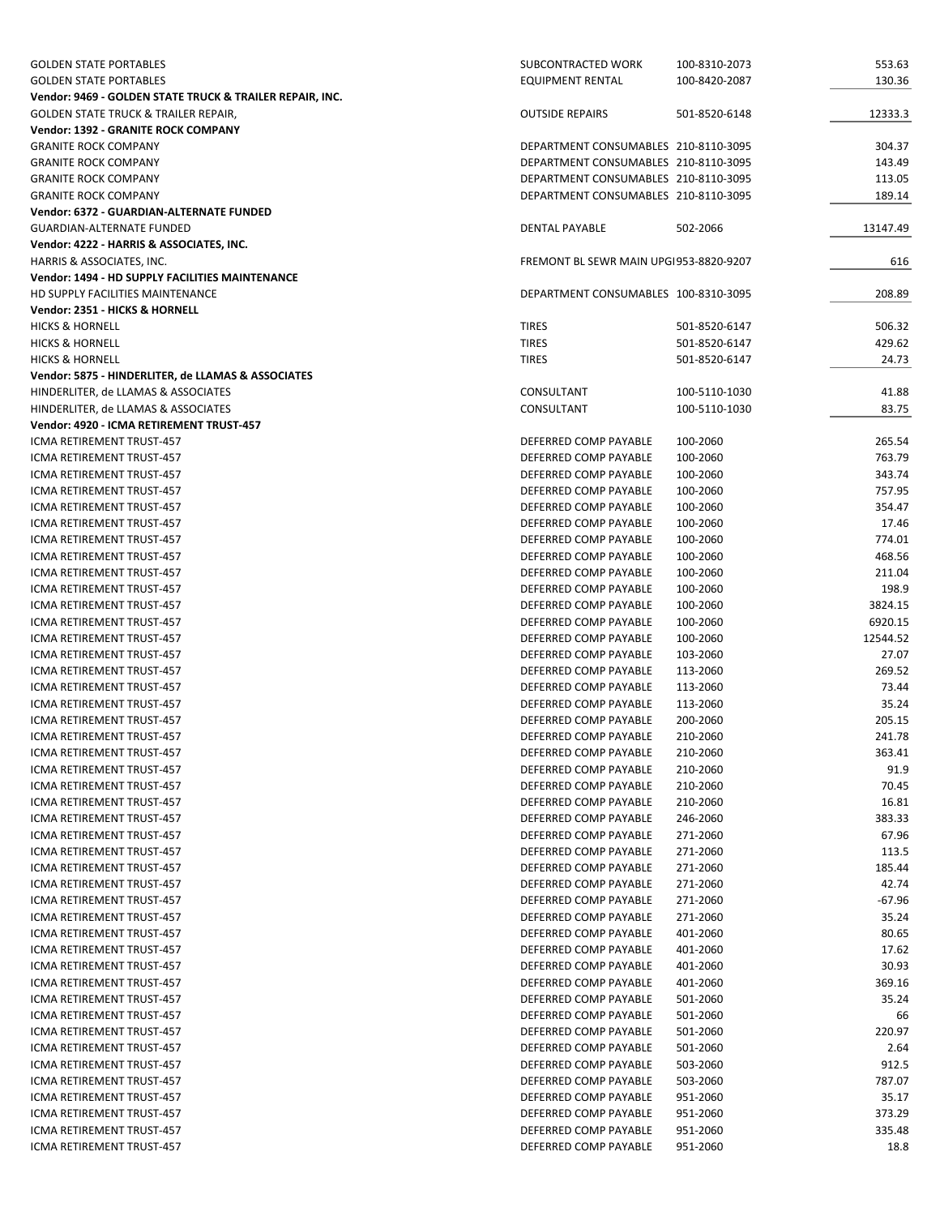| | | | |
|---|---|---|---|
| GOLDEN STATE PORTABLES | SUBCONTRACTED WORK | 100-8310-2073 | 553.63 |
| GOLDEN STATE PORTABLES | EQUIPMENT RENTAL | 100-8420-2087 | 130.36 |
| **Vendor: 9469 - GOLDEN STATE TRUCK & TRAILER REPAIR, INC.** | | | |
| GOLDEN STATE TRUCK & TRAILER REPAIR, | OUTSIDE REPAIRS | 501-8520-6148 | 12333.3 |
| **Vendor: 1392 - GRANITE ROCK COMPANY** | | | |
| GRANITE ROCK COMPANY | DEPARTMENT CONSUMABLES | 210-8110-3095 | 304.37 |
| GRANITE ROCK COMPANY | DEPARTMENT CONSUMABLES | 210-8110-3095 | 143.49 |
| GRANITE ROCK COMPANY | DEPARTMENT CONSUMABLES | 210-8110-3095 | 113.05 |
| GRANITE ROCK COMPANY | DEPARTMENT CONSUMABLES | 210-8110-3095 | 189.14 |
| **Vendor: 6372 - GUARDIAN-ALTERNATE FUNDED** | | | |
| GUARDIAN-ALTERNATE FUNDED | DENTAL PAYABLE | 502-2066 | 13147.49 |
| **Vendor: 4222 - HARRIS & ASSOCIATES, INC.** | | | |
| HARRIS & ASSOCIATES, INC. | FREMONT BL SEWR MAIN UPGI | 953-8820-9207 | 616 |
| **Vendor: 1494 - HD SUPPLY FACILITIES MAINTENANCE** | | | |
| HD SUPPLY FACILITIES MAINTENANCE | DEPARTMENT CONSUMABLES | 100-8310-3095 | 208.89 |
| **Vendor: 2351 - HICKS & HORNELL** | | | |
| HICKS & HORNELL | TIRES | 501-8520-6147 | 506.32 |
| HICKS & HORNELL | TIRES | 501-8520-6147 | 429.62 |
| HICKS & HORNELL | TIRES | 501-8520-6147 | 24.73 |
| **Vendor: 5875 - HINDERLITER, de LLAMAS & ASSOCIATES** | | | |
| HINDERLITER, de LLAMAS & ASSOCIATES | CONSULTANT | 100-5110-1030 | 41.88 |
| HINDERLITER, de LLAMAS & ASSOCIATES | CONSULTANT | 100-5110-1030 | 83.75 |
| **Vendor: 4920 - ICMA RETIREMENT TRUST-457** | | | |
| ICMA RETIREMENT TRUST-457 | DEFERRED COMP PAYABLE | 100-2060 | 265.54 |
| ICMA RETIREMENT TRUST-457 | DEFERRED COMP PAYABLE | 100-2060 | 763.79 |
| ICMA RETIREMENT TRUST-457 | DEFERRED COMP PAYABLE | 100-2060 | 343.74 |
| ICMA RETIREMENT TRUST-457 | DEFERRED COMP PAYABLE | 100-2060 | 757.95 |
| ICMA RETIREMENT TRUST-457 | DEFERRED COMP PAYABLE | 100-2060 | 354.47 |
| ICMA RETIREMENT TRUST-457 | DEFERRED COMP PAYABLE | 100-2060 | 17.46 |
| ICMA RETIREMENT TRUST-457 | DEFERRED COMP PAYABLE | 100-2060 | 774.01 |
| ICMA RETIREMENT TRUST-457 | DEFERRED COMP PAYABLE | 100-2060 | 468.56 |
| ICMA RETIREMENT TRUST-457 | DEFERRED COMP PAYABLE | 100-2060 | 211.04 |
| ICMA RETIREMENT TRUST-457 | DEFERRED COMP PAYABLE | 100-2060 | 198.9 |
| ICMA RETIREMENT TRUST-457 | DEFERRED COMP PAYABLE | 100-2060 | 3824.15 |
| ICMA RETIREMENT TRUST-457 | DEFERRED COMP PAYABLE | 100-2060 | 6920.15 |
| ICMA RETIREMENT TRUST-457 | DEFERRED COMP PAYABLE | 100-2060 | 12544.52 |
| ICMA RETIREMENT TRUST-457 | DEFERRED COMP PAYABLE | 103-2060 | 27.07 |
| ICMA RETIREMENT TRUST-457 | DEFERRED COMP PAYABLE | 113-2060 | 269.52 |
| ICMA RETIREMENT TRUST-457 | DEFERRED COMP PAYABLE | 113-2060 | 73.44 |
| ICMA RETIREMENT TRUST-457 | DEFERRED COMP PAYABLE | 113-2060 | 35.24 |
| ICMA RETIREMENT TRUST-457 | DEFERRED COMP PAYABLE | 200-2060 | 205.15 |
| ICMA RETIREMENT TRUST-457 | DEFERRED COMP PAYABLE | 210-2060 | 241.78 |
| ICMA RETIREMENT TRUST-457 | DEFERRED COMP PAYABLE | 210-2060 | 363.41 |
| ICMA RETIREMENT TRUST-457 | DEFERRED COMP PAYABLE | 210-2060 | 91.9 |
| ICMA RETIREMENT TRUST-457 | DEFERRED COMP PAYABLE | 210-2060 | 70.45 |
| ICMA RETIREMENT TRUST-457 | DEFERRED COMP PAYABLE | 210-2060 | 16.81 |
| ICMA RETIREMENT TRUST-457 | DEFERRED COMP PAYABLE | 246-2060 | 383.33 |
| ICMA RETIREMENT TRUST-457 | DEFERRED COMP PAYABLE | 271-2060 | 67.96 |
| ICMA RETIREMENT TRUST-457 | DEFERRED COMP PAYABLE | 271-2060 | 113.5 |
| ICMA RETIREMENT TRUST-457 | DEFERRED COMP PAYABLE | 271-2060 | 185.44 |
| ICMA RETIREMENT TRUST-457 | DEFERRED COMP PAYABLE | 271-2060 | 42.74 |
| ICMA RETIREMENT TRUST-457 | DEFERRED COMP PAYABLE | 271-2060 | -67.96 |
| ICMA RETIREMENT TRUST-457 | DEFERRED COMP PAYABLE | 271-2060 | 35.24 |
| ICMA RETIREMENT TRUST-457 | DEFERRED COMP PAYABLE | 401-2060 | 80.65 |
| ICMA RETIREMENT TRUST-457 | DEFERRED COMP PAYABLE | 401-2060 | 17.62 |
| ICMA RETIREMENT TRUST-457 | DEFERRED COMP PAYABLE | 401-2060 | 30.93 |
| ICMA RETIREMENT TRUST-457 | DEFERRED COMP PAYABLE | 401-2060 | 369.16 |
| ICMA RETIREMENT TRUST-457 | DEFERRED COMP PAYABLE | 501-2060 | 35.24 |
| ICMA RETIREMENT TRUST-457 | DEFERRED COMP PAYABLE | 501-2060 | 66 |
| ICMA RETIREMENT TRUST-457 | DEFERRED COMP PAYABLE | 501-2060 | 220.97 |
| ICMA RETIREMENT TRUST-457 | DEFERRED COMP PAYABLE | 501-2060 | 2.64 |
| ICMA RETIREMENT TRUST-457 | DEFERRED COMP PAYABLE | 503-2060 | 912.5 |
| ICMA RETIREMENT TRUST-457 | DEFERRED COMP PAYABLE | 503-2060 | 787.07 |
| ICMA RETIREMENT TRUST-457 | DEFERRED COMP PAYABLE | 951-2060 | 35.17 |
| ICMA RETIREMENT TRUST-457 | DEFERRED COMP PAYABLE | 951-2060 | 373.29 |
| ICMA RETIREMENT TRUST-457 | DEFERRED COMP PAYABLE | 951-2060 | 335.48 |
| ICMA RETIREMENT TRUST-457 | DEFERRED COMP PAYABLE | 951-2060 | 18.8 |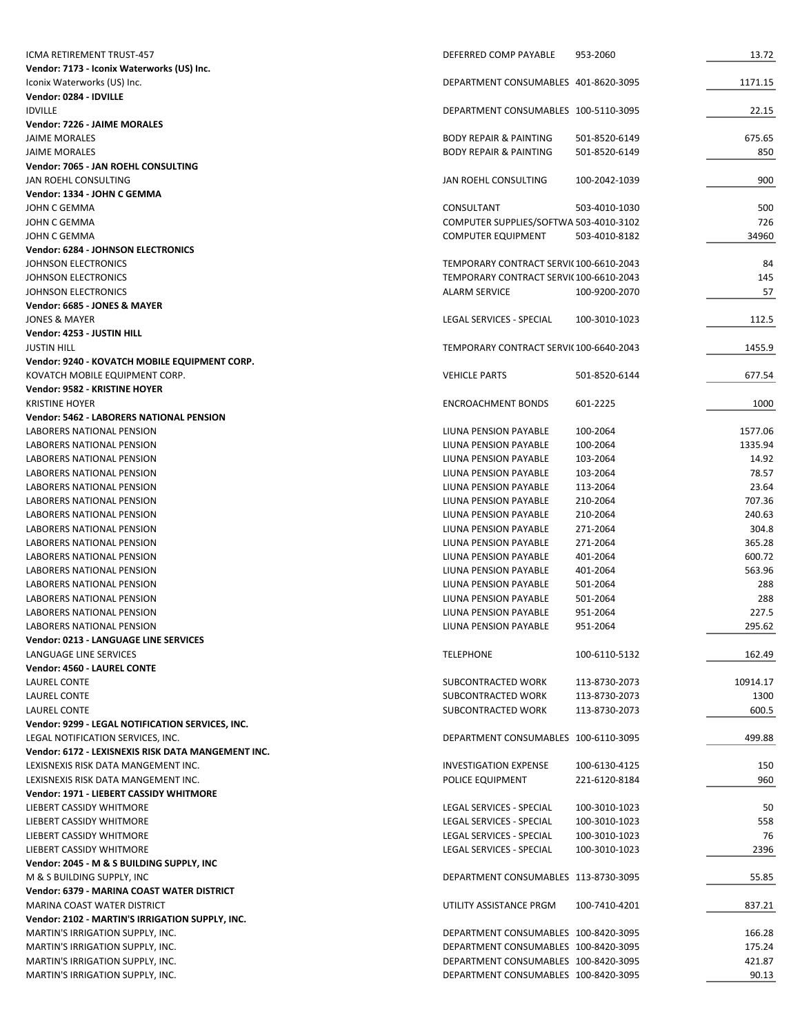| | | | |
|---|---|---|---|
| ICMA RETIREMENT TRUST-457 | DEFERRED COMP PAYABLE | 953-2060 | 13.72 |
| **Vendor: 7173 - Iconix Waterworks (US) Inc.** | | | |
| Iconix Waterworks (US) Inc. | DEPARTMENT CONSUMABLES | 401-8620-3095 | 1171.15 |
| **Vendor: 0284 - IDVILLE** | | | |
| IDVILLE | DEPARTMENT CONSUMABLES | 100-5110-3095 | 22.15 |
| **Vendor: 7226 - JAIME MORALES** | | | |
| JAIME MORALES | BODY REPAIR & PAINTING | 501-8520-6149 | 675.65 |
| JAIME MORALES | BODY REPAIR & PAINTING | 501-8520-6149 | 850 |
| **Vendor: 7065 - JAN ROEHL CONSULTING** | | | |
| JAN ROEHL CONSULTING | JAN ROEHL CONSULTING | 100-2042-1039 | 900 |
| **Vendor: 1334 - JOHN C GEMMA** | | | |
| JOHN C GEMMA | CONSULTANT | 503-4010-1030 | 500 |
| JOHN C GEMMA | COMPUTER SUPPLIES/SOFTWA | 503-4010-3102 | 726 |
| JOHN C GEMMA | COMPUTER EQUIPMENT | 503-4010-8182 | 34960 |
| **Vendor: 6284 - JOHNSON ELECTRONICS** | | | |
| JOHNSON ELECTRONICS | TEMPORARY CONTRACT SERVI( | 100-6610-2043 | 84 |
| JOHNSON ELECTRONICS | TEMPORARY CONTRACT SERVI( | 100-6610-2043 | 145 |
| JOHNSON ELECTRONICS | ALARM SERVICE | 100-9200-2070 | 57 |
| **Vendor: 6685 - JONES & MAYER** | | | |
| JONES & MAYER | LEGAL SERVICES - SPECIAL | 100-3010-1023 | 112.5 |
| **Vendor: 4253 - JUSTIN HILL** | | | |
| JUSTIN HILL | TEMPORARY CONTRACT SERVI( | 100-6640-2043 | 1455.9 |
| **Vendor: 9240 - KOVATCH MOBILE EQUIPMENT CORP.** | | | |
| KOVATCH MOBILE EQUIPMENT CORP. | VEHICLE PARTS | 501-8520-6144 | 677.54 |
| **Vendor: 9582 - KRISTINE HOYER** | | | |
| KRISTINE HOYER | ENCROACHMENT BONDS | 601-2225 | 1000 |
| **Vendor: 5462 - LABORERS NATIONAL PENSION** | | | |
| LABORERS NATIONAL PENSION | LIUNA PENSION PAYABLE | 100-2064 | 1577.06 |
| LABORERS NATIONAL PENSION | LIUNA PENSION PAYABLE | 100-2064 | 1335.94 |
| LABORERS NATIONAL PENSION | LIUNA PENSION PAYABLE | 103-2064 | 14.92 |
| LABORERS NATIONAL PENSION | LIUNA PENSION PAYABLE | 103-2064 | 78.57 |
| LABORERS NATIONAL PENSION | LIUNA PENSION PAYABLE | 113-2064 | 23.64 |
| LABORERS NATIONAL PENSION | LIUNA PENSION PAYABLE | 210-2064 | 707.36 |
| LABORERS NATIONAL PENSION | LIUNA PENSION PAYABLE | 210-2064 | 240.63 |
| LABORERS NATIONAL PENSION | LIUNA PENSION PAYABLE | 271-2064 | 304.8 |
| LABORERS NATIONAL PENSION | LIUNA PENSION PAYABLE | 271-2064 | 365.28 |
| LABORERS NATIONAL PENSION | LIUNA PENSION PAYABLE | 401-2064 | 600.72 |
| LABORERS NATIONAL PENSION | LIUNA PENSION PAYABLE | 401-2064 | 563.96 |
| LABORERS NATIONAL PENSION | LIUNA PENSION PAYABLE | 501-2064 | 288 |
| LABORERS NATIONAL PENSION | LIUNA PENSION PAYABLE | 501-2064 | 288 |
| LABORERS NATIONAL PENSION | LIUNA PENSION PAYABLE | 951-2064 | 227.5 |
| LABORERS NATIONAL PENSION | LIUNA PENSION PAYABLE | 951-2064 | 295.62 |
| **Vendor: 0213 - LANGUAGE LINE SERVICES** | | | |
| LANGUAGE LINE SERVICES | TELEPHONE | 100-6110-5132 | 162.49 |
| **Vendor: 4560 - LAUREL CONTE** | | | |
| LAUREL CONTE | SUBCONTRACTED WORK | 113-8730-2073 | 10914.17 |
| LAUREL CONTE | SUBCONTRACTED WORK | 113-8730-2073 | 1300 |
| LAUREL CONTE | SUBCONTRACTED WORK | 113-8730-2073 | 600.5 |
| **Vendor: 9299 - LEGAL NOTIFICATION SERVICES, INC.** | | | |
| LEGAL NOTIFICATION SERVICES, INC. | DEPARTMENT CONSUMABLES | 100-6110-3095 | 499.88 |
| **Vendor: 6172 - LEXISNEXIS RISK DATA MANGEMENT INC.** | | | |
| LEXISNEXIS RISK DATA MANGEMENT INC. | INVESTIGATION EXPENSE | 100-6130-4125 | 150 |
| LEXISNEXIS RISK DATA MANGEMENT INC. | POLICE EQUIPMENT | 221-6120-8184 | 960 |
| **Vendor: 1971 - LIEBERT CASSIDY WHITMORE** | | | |
| LIEBERT CASSIDY WHITMORE | LEGAL SERVICES - SPECIAL | 100-3010-1023 | 50 |
| LIEBERT CASSIDY WHITMORE | LEGAL SERVICES - SPECIAL | 100-3010-1023 | 558 |
| LIEBERT CASSIDY WHITMORE | LEGAL SERVICES - SPECIAL | 100-3010-1023 | 76 |
| LIEBERT CASSIDY WHITMORE | LEGAL SERVICES - SPECIAL | 100-3010-1023 | 2396 |
| **Vendor: 2045 - M & S BUILDING SUPPLY, INC** | | | |
| M & S BUILDING SUPPLY, INC | DEPARTMENT CONSUMABLES | 113-8730-3095 | 55.85 |
| **Vendor: 6379 - MARINA COAST WATER DISTRICT** | | | |
| MARINA COAST WATER DISTRICT | UTILITY ASSISTANCE PRGM | 100-7410-4201 | 837.21 |
| **Vendor: 2102 - MARTIN'S IRRIGATION SUPPLY, INC.** | | | |
| MARTIN'S IRRIGATION SUPPLY, INC. | DEPARTMENT CONSUMABLES | 100-8420-3095 | 166.28 |
| MARTIN'S IRRIGATION SUPPLY, INC. | DEPARTMENT CONSUMABLES | 100-8420-3095 | 175.24 |
| MARTIN'S IRRIGATION SUPPLY, INC. | DEPARTMENT CONSUMABLES | 100-8420-3095 | 421.87 |
| MARTIN'S IRRIGATION SUPPLY, INC. | DEPARTMENT CONSUMABLES | 100-8420-3095 | 90.13 |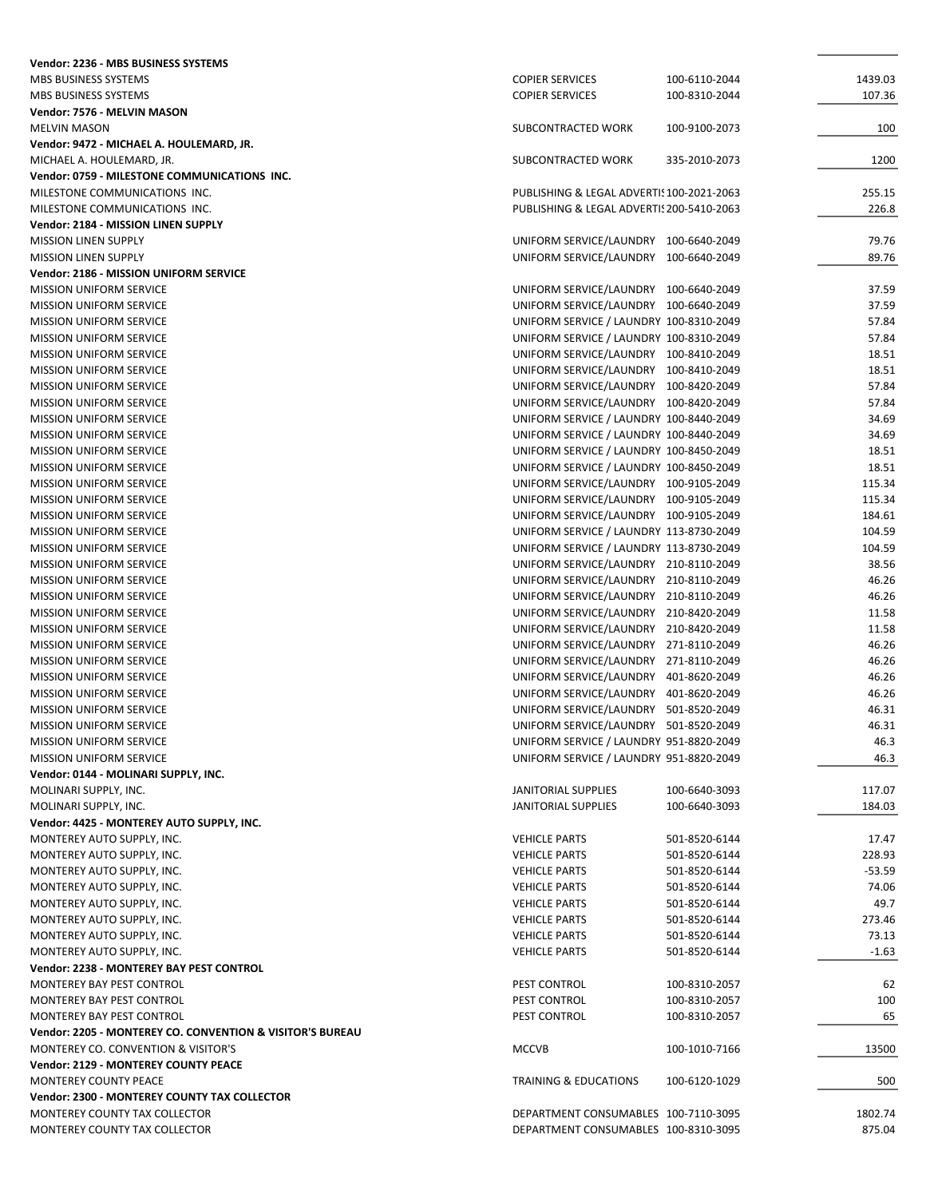| | | | |
|---|---|---|---|
| **Vendor: 2236 - MBS BUSINESS SYSTEMS** | | | |
| MBS BUSINESS SYSTEMS | COPIER SERVICES | 100-6110-2044 | 1439.03 |
| MBS BUSINESS SYSTEMS | COPIER SERVICES | 100-8310-2044 | 107.36 |
| **Vendor: 7576 - MELVIN MASON** | | | |
| MELVIN MASON | SUBCONTRACTED WORK | 100-9100-2073 | 100 |
| **Vendor: 9472 - MICHAEL A. HOULEMARD, JR.** | | | |
| MICHAEL A. HOULEMARD, JR. | SUBCONTRACTED WORK | 335-2010-2073 | 1200 |
| **Vendor: 0759 - MILESTONE COMMUNICATIONS INC.** | | | |
| MILESTONE COMMUNICATIONS INC. | PUBLISHING & LEGAL ADVERTIS | 100-2021-2063 | 255.15 |
| MILESTONE COMMUNICATIONS INC. | PUBLISHING & LEGAL ADVERTIS | 200-5410-2063 | 226.8 |
| **Vendor: 2184 - MISSION LINEN SUPPLY** | | | |
| MISSION LINEN SUPPLY | UNIFORM SERVICE/LAUNDRY | 100-6640-2049 | 79.76 |
| MISSION LINEN SUPPLY | UNIFORM SERVICE/LAUNDRY | 100-6640-2049 | 89.76 |
| **Vendor: 2186 - MISSION UNIFORM SERVICE** | | | |
| MISSION UNIFORM SERVICE | UNIFORM SERVICE/LAUNDRY | 100-6640-2049 | 37.59 |
| MISSION UNIFORM SERVICE | UNIFORM SERVICE/LAUNDRY | 100-6640-2049 | 37.59 |
| MISSION UNIFORM SERVICE | UNIFORM SERVICE / LAUNDRY | 100-8310-2049 | 57.84 |
| MISSION UNIFORM SERVICE | UNIFORM SERVICE / LAUNDRY | 100-8310-2049 | 57.84 |
| MISSION UNIFORM SERVICE | UNIFORM SERVICE/LAUNDRY | 100-8410-2049 | 18.51 |
| MISSION UNIFORM SERVICE | UNIFORM SERVICE/LAUNDRY | 100-8410-2049 | 18.51 |
| MISSION UNIFORM SERVICE | UNIFORM SERVICE/LAUNDRY | 100-8420-2049 | 57.84 |
| MISSION UNIFORM SERVICE | UNIFORM SERVICE/LAUNDRY | 100-8420-2049 | 57.84 |
| MISSION UNIFORM SERVICE | UNIFORM SERVICE / LAUNDRY | 100-8440-2049 | 34.69 |
| MISSION UNIFORM SERVICE | UNIFORM SERVICE / LAUNDRY | 100-8440-2049 | 34.69 |
| MISSION UNIFORM SERVICE | UNIFORM SERVICE / LAUNDRY | 100-8450-2049 | 18.51 |
| MISSION UNIFORM SERVICE | UNIFORM SERVICE / LAUNDRY | 100-8450-2049 | 18.51 |
| MISSION UNIFORM SERVICE | UNIFORM SERVICE/LAUNDRY | 100-9105-2049 | 115.34 |
| MISSION UNIFORM SERVICE | UNIFORM SERVICE/LAUNDRY | 100-9105-2049 | 115.34 |
| MISSION UNIFORM SERVICE | UNIFORM SERVICE/LAUNDRY | 100-9105-2049 | 184.61 |
| MISSION UNIFORM SERVICE | UNIFORM SERVICE / LAUNDRY | 113-8730-2049 | 104.59 |
| MISSION UNIFORM SERVICE | UNIFORM SERVICE / LAUNDRY | 113-8730-2049 | 104.59 |
| MISSION UNIFORM SERVICE | UNIFORM SERVICE/LAUNDRY | 210-8110-2049 | 38.56 |
| MISSION UNIFORM SERVICE | UNIFORM SERVICE/LAUNDRY | 210-8110-2049 | 46.26 |
| MISSION UNIFORM SERVICE | UNIFORM SERVICE/LAUNDRY | 210-8110-2049 | 46.26 |
| MISSION UNIFORM SERVICE | UNIFORM SERVICE/LAUNDRY | 210-8420-2049 | 11.58 |
| MISSION UNIFORM SERVICE | UNIFORM SERVICE/LAUNDRY | 210-8420-2049 | 11.58 |
| MISSION UNIFORM SERVICE | UNIFORM SERVICE/LAUNDRY | 271-8110-2049 | 46.26 |
| MISSION UNIFORM SERVICE | UNIFORM SERVICE/LAUNDRY | 271-8110-2049 | 46.26 |
| MISSION UNIFORM SERVICE | UNIFORM SERVICE/LAUNDRY | 401-8620-2049 | 46.26 |
| MISSION UNIFORM SERVICE | UNIFORM SERVICE/LAUNDRY | 401-8620-2049 | 46.26 |
| MISSION UNIFORM SERVICE | UNIFORM SERVICE/LAUNDRY | 501-8520-2049 | 46.31 |
| MISSION UNIFORM SERVICE | UNIFORM SERVICE/LAUNDRY | 501-8520-2049 | 46.31 |
| MISSION UNIFORM SERVICE | UNIFORM SERVICE / LAUNDRY | 951-8820-2049 | 46.3 |
| MISSION UNIFORM SERVICE | UNIFORM SERVICE / LAUNDRY | 951-8820-2049 | 46.3 |
| **Vendor: 0144 - MOLINARI SUPPLY, INC.** | | | |
| MOLINARI SUPPLY, INC. | JANITORIAL SUPPLIES | 100-6640-3093 | 117.07 |
| MOLINARI SUPPLY, INC. | JANITORIAL SUPPLIES | 100-6640-3093 | 184.03 |
| **Vendor: 4425 - MONTEREY AUTO SUPPLY, INC.** | | | |
| MONTEREY AUTO SUPPLY, INC. | VEHICLE PARTS | 501-8520-6144 | 17.47 |
| MONTEREY AUTO SUPPLY, INC. | VEHICLE PARTS | 501-8520-6144 | 228.93 |
| MONTEREY AUTO SUPPLY, INC. | VEHICLE PARTS | 501-8520-6144 | -53.59 |
| MONTEREY AUTO SUPPLY, INC. | VEHICLE PARTS | 501-8520-6144 | 74.06 |
| MONTEREY AUTO SUPPLY, INC. | VEHICLE PARTS | 501-8520-6144 | 49.7 |
| MONTEREY AUTO SUPPLY, INC. | VEHICLE PARTS | 501-8520-6144 | 273.46 |
| MONTEREY AUTO SUPPLY, INC. | VEHICLE PARTS | 501-8520-6144 | 73.13 |
| MONTEREY AUTO SUPPLY, INC. | VEHICLE PARTS | 501-8520-6144 | -1.63 |
| **Vendor: 2238 - MONTEREY BAY PEST CONTROL** | | | |
| MONTEREY BAY PEST CONTROL | PEST CONTROL | 100-8310-2057 | 62 |
| MONTEREY BAY PEST CONTROL | PEST CONTROL | 100-8310-2057 | 100 |
| MONTEREY BAY PEST CONTROL | PEST CONTROL | 100-8310-2057 | 65 |
| **Vendor: 2205 - MONTEREY CO. CONVENTION & VISITOR'S BUREAU** | | | |
| MONTEREY CO. CONVENTION & VISITOR'S | MCCVB | 100-1010-7166 | 13500 |
| **Vendor: 2129 - MONTEREY COUNTY PEACE** | | | |
| MONTEREY COUNTY PEACE | TRAINING & EDUCATIONS | 100-6120-1029 | 500 |
| **Vendor: 2300 - MONTEREY COUNTY TAX COLLECTOR** | | | |
| MONTEREY COUNTY TAX COLLECTOR | DEPARTMENT CONSUMABLES | 100-7110-3095 | 1802.74 |
| MONTEREY COUNTY TAX COLLECTOR | DEPARTMENT CONSUMABLES | 100-8310-3095 | 875.04 |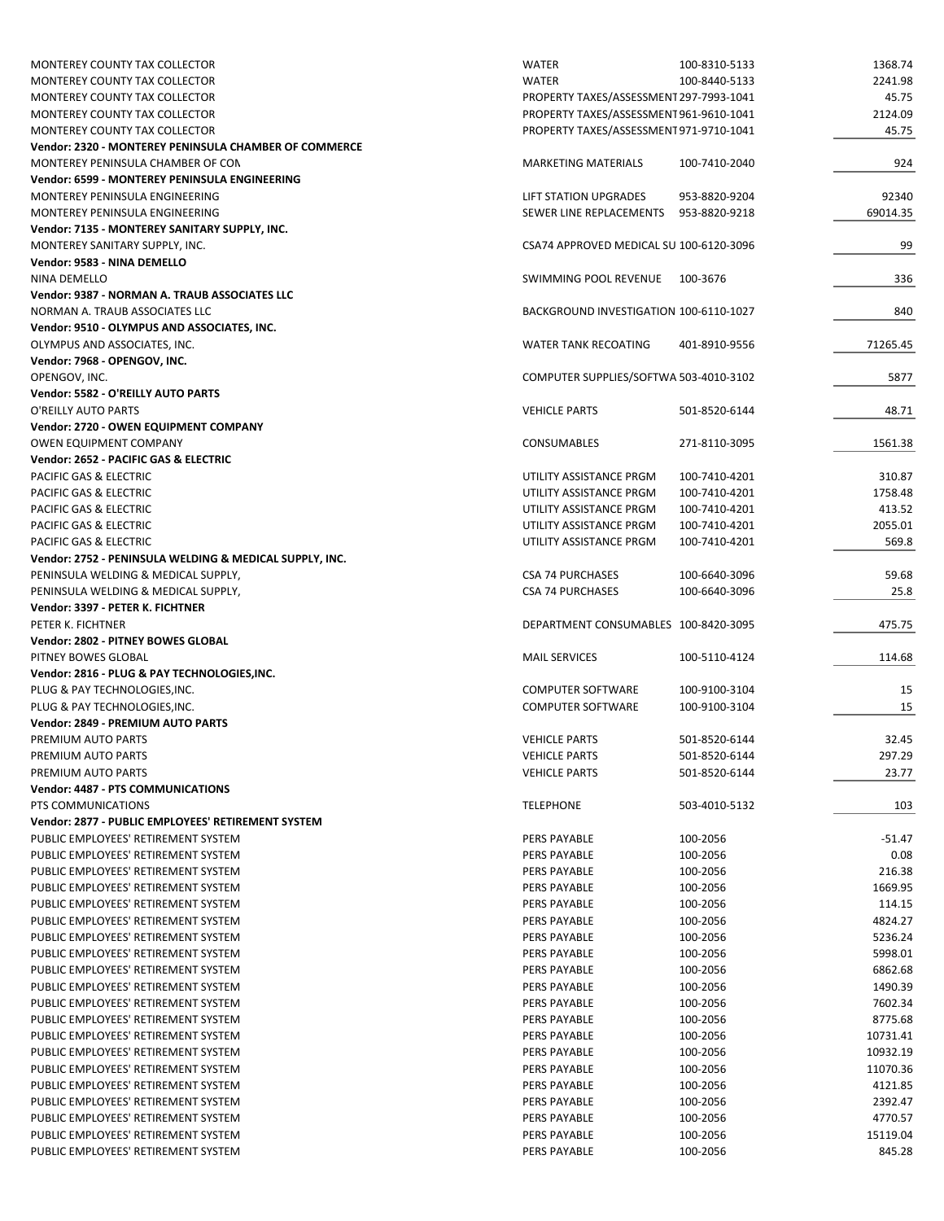| | | | |
|---|---|---|---|
| MONTEREY COUNTY TAX COLLECTOR | WATER | 100-8310-5133 | 1368.74 |
| MONTEREY COUNTY TAX COLLECTOR | WATER | 100-8440-5133 | 2241.98 |
| MONTEREY COUNTY TAX COLLECTOR | PROPERTY TAXES/ASSESSMENT | 297-7993-1041 | 45.75 |
| MONTEREY COUNTY TAX COLLECTOR | PROPERTY TAXES/ASSESSMENT | 961-9610-1041 | 2124.09 |
| MONTEREY COUNTY TAX COLLECTOR | PROPERTY TAXES/ASSESSMENT | 971-9710-1041 | 45.75 |
| **Vendor: 2320 - MONTEREY PENINSULA CHAMBER OF COMMERCE** | | | |
| MONTEREY PENINSULA CHAMBER OF COM | MARKETING MATERIALS | 100-7410-2040 | 924 |
| **Vendor: 6599 - MONTEREY PENINSULA ENGINEERING** | | | |
| MONTEREY PENINSULA ENGINEERING | LIFT STATION UPGRADES | 953-8820-9204 | 92340 |
| MONTEREY PENINSULA ENGINEERING | SEWER LINE REPLACEMENTS | 953-8820-9218 | 69014.35 |
| **Vendor: 7135 - MONTEREY SANITARY SUPPLY, INC.** | | | |
| MONTEREY SANITARY SUPPLY, INC. | CSA74 APPROVED MEDICAL SU | 100-6120-3096 | 99 |
| **Vendor: 9583 - NINA DEMELLO** | | | |
| NINA DEMELLO | SWIMMING POOL REVENUE | 100-3676 | 336 |
| **Vendor: 9387 - NORMAN A. TRAUB ASSOCIATES LLC** | | | |
| NORMAN A. TRAUB ASSOCIATES LLC | BACKGROUND INVESTIGATION | 100-6110-1027 | 840 |
| **Vendor: 9510 - OLYMPUS AND ASSOCIATES, INC.** | | | |
| OLYMPUS AND ASSOCIATES, INC. | WATER TANK RECOATING | 401-8910-9556 | 71265.45 |
| **Vendor: 7968 - OPENGOV, INC.** | | | |
| OPENGOV, INC. | COMPUTER SUPPLIES/SOFTWA | 503-4010-3102 | 5877 |
| **Vendor: 5582 - O'REILLY AUTO PARTS** | | | |
| O'REILLY AUTO PARTS | VEHICLE PARTS | 501-8520-6144 | 48.71 |
| **Vendor: 2720 - OWEN EQUIPMENT COMPANY** | | | |
| OWEN EQUIPMENT COMPANY | CONSUMABLES | 271-8110-3095 | 1561.38 |
| **Vendor: 2652 - PACIFIC GAS & ELECTRIC** | | | |
| PACIFIC GAS & ELECTRIC | UTILITY ASSISTANCE PRGM | 100-7410-4201 | 310.87 |
| PACIFIC GAS & ELECTRIC | UTILITY ASSISTANCE PRGM | 100-7410-4201 | 1758.48 |
| PACIFIC GAS & ELECTRIC | UTILITY ASSISTANCE PRGM | 100-7410-4201 | 413.52 |
| PACIFIC GAS & ELECTRIC | UTILITY ASSISTANCE PRGM | 100-7410-4201 | 2055.01 |
| PACIFIC GAS & ELECTRIC | UTILITY ASSISTANCE PRGM | 100-7410-4201 | 569.8 |
| **Vendor: 2752 - PENINSULA WELDING & MEDICAL SUPPLY, INC.** | | | |
| PENINSULA WELDING & MEDICAL SUPPLY, | CSA 74 PURCHASES | 100-6640-3096 | 59.68 |
| PENINSULA WELDING & MEDICAL SUPPLY, | CSA 74 PURCHASES | 100-6640-3096 | 25.8 |
| **Vendor: 3397 - PETER K. FICHTNER** | | | |
| PETER K. FICHTNER | DEPARTMENT CONSUMABLES | 100-8420-3095 | 475.75 |
| **Vendor: 2802 - PITNEY BOWES GLOBAL** | | | |
| PITNEY BOWES GLOBAL | MAIL SERVICES | 100-5110-4124 | 114.68 |
| **Vendor: 2816 - PLUG & PAY TECHNOLOGIES,INC.** | | | |
| PLUG & PAY TECHNOLOGIES,INC. | COMPUTER SOFTWARE | 100-9100-3104 | 15 |
| PLUG & PAY TECHNOLOGIES,INC. | COMPUTER SOFTWARE | 100-9100-3104 | 15 |
| **Vendor: 2849 - PREMIUM AUTO PARTS** | | | |
| PREMIUM AUTO PARTS | VEHICLE PARTS | 501-8520-6144 | 32.45 |
| PREMIUM AUTO PARTS | VEHICLE PARTS | 501-8520-6144 | 297.29 |
| PREMIUM AUTO PARTS | VEHICLE PARTS | 501-8520-6144 | 23.77 |
| **Vendor: 4487 - PTS COMMUNICATIONS** | | | |
| PTS COMMUNICATIONS | TELEPHONE | 503-4010-5132 | 103 |
| **Vendor: 2877 - PUBLIC EMPLOYEES' RETIREMENT SYSTEM** | | | |
| PUBLIC EMPLOYEES' RETIREMENT SYSTEM | PERS PAYABLE | 100-2056 | -51.47 |
| PUBLIC EMPLOYEES' RETIREMENT SYSTEM | PERS PAYABLE | 100-2056 | 0.08 |
| PUBLIC EMPLOYEES' RETIREMENT SYSTEM | PERS PAYABLE | 100-2056 | 216.38 |
| PUBLIC EMPLOYEES' RETIREMENT SYSTEM | PERS PAYABLE | 100-2056 | 1669.95 |
| PUBLIC EMPLOYEES' RETIREMENT SYSTEM | PERS PAYABLE | 100-2056 | 114.15 |
| PUBLIC EMPLOYEES' RETIREMENT SYSTEM | PERS PAYABLE | 100-2056 | 4824.27 |
| PUBLIC EMPLOYEES' RETIREMENT SYSTEM | PERS PAYABLE | 100-2056 | 5236.24 |
| PUBLIC EMPLOYEES' RETIREMENT SYSTEM | PERS PAYABLE | 100-2056 | 5998.01 |
| PUBLIC EMPLOYEES' RETIREMENT SYSTEM | PERS PAYABLE | 100-2056 | 6862.68 |
| PUBLIC EMPLOYEES' RETIREMENT SYSTEM | PERS PAYABLE | 100-2056 | 1490.39 |
| PUBLIC EMPLOYEES' RETIREMENT SYSTEM | PERS PAYABLE | 100-2056 | 7602.34 |
| PUBLIC EMPLOYEES' RETIREMENT SYSTEM | PERS PAYABLE | 100-2056 | 8775.68 |
| PUBLIC EMPLOYEES' RETIREMENT SYSTEM | PERS PAYABLE | 100-2056 | 10731.41 |
| PUBLIC EMPLOYEES' RETIREMENT SYSTEM | PERS PAYABLE | 100-2056 | 10932.19 |
| PUBLIC EMPLOYEES' RETIREMENT SYSTEM | PERS PAYABLE | 100-2056 | 11070.36 |
| PUBLIC EMPLOYEES' RETIREMENT SYSTEM | PERS PAYABLE | 100-2056 | 4121.85 |
| PUBLIC EMPLOYEES' RETIREMENT SYSTEM | PERS PAYABLE | 100-2056 | 2392.47 |
| PUBLIC EMPLOYEES' RETIREMENT SYSTEM | PERS PAYABLE | 100-2056 | 4770.57 |
| PUBLIC EMPLOYEES' RETIREMENT SYSTEM | PERS PAYABLE | 100-2056 | 15119.04 |
| PUBLIC EMPLOYEES' RETIREMENT SYSTEM | PERS PAYABLE | 100-2056 | 845.28 |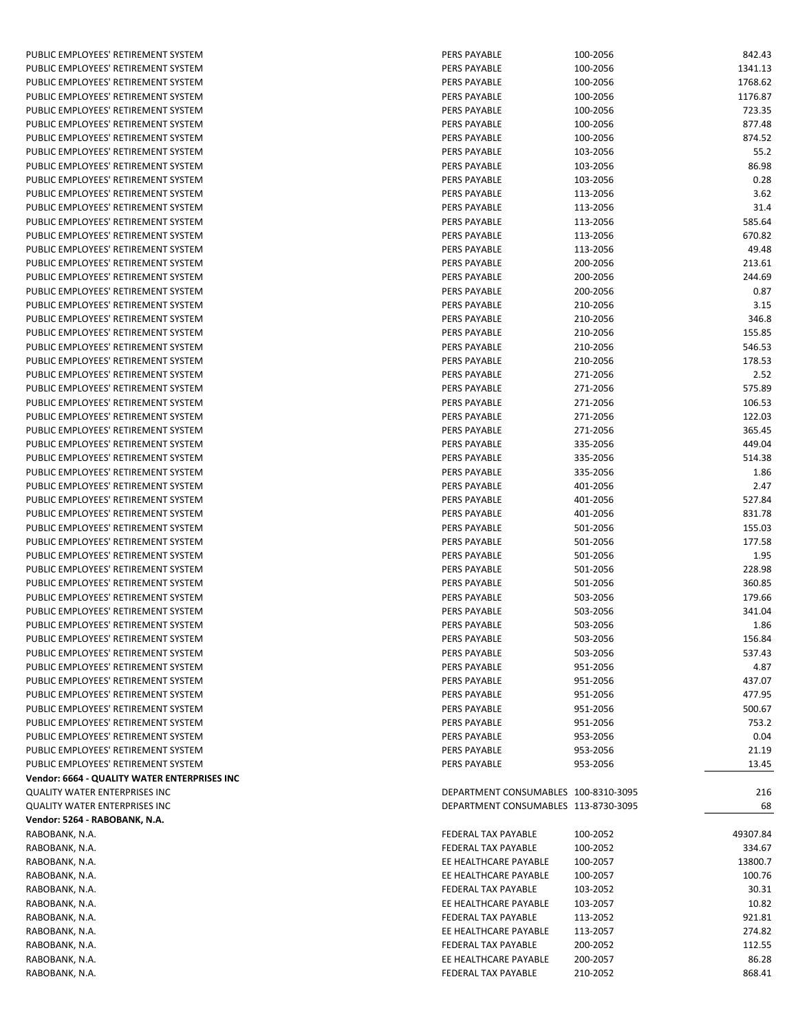| | | | |
|---|---|---|---|
| PUBLIC EMPLOYEES' RETIREMENT SYSTEM | PERS PAYABLE | 100-2056 | 842.43 |
| PUBLIC EMPLOYEES' RETIREMENT SYSTEM | PERS PAYABLE | 100-2056 | 1341.13 |
| PUBLIC EMPLOYEES' RETIREMENT SYSTEM | PERS PAYABLE | 100-2056 | 1768.62 |
| PUBLIC EMPLOYEES' RETIREMENT SYSTEM | PERS PAYABLE | 100-2056 | 1176.87 |
| PUBLIC EMPLOYEES' RETIREMENT SYSTEM | PERS PAYABLE | 100-2056 | 723.35 |
| PUBLIC EMPLOYEES' RETIREMENT SYSTEM | PERS PAYABLE | 100-2056 | 877.48 |
| PUBLIC EMPLOYEES' RETIREMENT SYSTEM | PERS PAYABLE | 100-2056 | 874.52 |
| PUBLIC EMPLOYEES' RETIREMENT SYSTEM | PERS PAYABLE | 103-2056 | 55.2 |
| PUBLIC EMPLOYEES' RETIREMENT SYSTEM | PERS PAYABLE | 103-2056 | 86.98 |
| PUBLIC EMPLOYEES' RETIREMENT SYSTEM | PERS PAYABLE | 103-2056 | 0.28 |
| PUBLIC EMPLOYEES' RETIREMENT SYSTEM | PERS PAYABLE | 113-2056 | 3.62 |
| PUBLIC EMPLOYEES' RETIREMENT SYSTEM | PERS PAYABLE | 113-2056 | 31.4 |
| PUBLIC EMPLOYEES' RETIREMENT SYSTEM | PERS PAYABLE | 113-2056 | 585.64 |
| PUBLIC EMPLOYEES' RETIREMENT SYSTEM | PERS PAYABLE | 113-2056 | 670.82 |
| PUBLIC EMPLOYEES' RETIREMENT SYSTEM | PERS PAYABLE | 113-2056 | 49.48 |
| PUBLIC EMPLOYEES' RETIREMENT SYSTEM | PERS PAYABLE | 200-2056 | 213.61 |
| PUBLIC EMPLOYEES' RETIREMENT SYSTEM | PERS PAYABLE | 200-2056 | 244.69 |
| PUBLIC EMPLOYEES' RETIREMENT SYSTEM | PERS PAYABLE | 200-2056 | 0.87 |
| PUBLIC EMPLOYEES' RETIREMENT SYSTEM | PERS PAYABLE | 210-2056 | 3.15 |
| PUBLIC EMPLOYEES' RETIREMENT SYSTEM | PERS PAYABLE | 210-2056 | 346.8 |
| PUBLIC EMPLOYEES' RETIREMENT SYSTEM | PERS PAYABLE | 210-2056 | 155.85 |
| PUBLIC EMPLOYEES' RETIREMENT SYSTEM | PERS PAYABLE | 210-2056 | 546.53 |
| PUBLIC EMPLOYEES' RETIREMENT SYSTEM | PERS PAYABLE | 210-2056 | 178.53 |
| PUBLIC EMPLOYEES' RETIREMENT SYSTEM | PERS PAYABLE | 271-2056 | 2.52 |
| PUBLIC EMPLOYEES' RETIREMENT SYSTEM | PERS PAYABLE | 271-2056 | 575.89 |
| PUBLIC EMPLOYEES' RETIREMENT SYSTEM | PERS PAYABLE | 271-2056 | 106.53 |
| PUBLIC EMPLOYEES' RETIREMENT SYSTEM | PERS PAYABLE | 271-2056 | 122.03 |
| PUBLIC EMPLOYEES' RETIREMENT SYSTEM | PERS PAYABLE | 271-2056 | 365.45 |
| PUBLIC EMPLOYEES' RETIREMENT SYSTEM | PERS PAYABLE | 335-2056 | 449.04 |
| PUBLIC EMPLOYEES' RETIREMENT SYSTEM | PERS PAYABLE | 335-2056 | 514.38 |
| PUBLIC EMPLOYEES' RETIREMENT SYSTEM | PERS PAYABLE | 335-2056 | 1.86 |
| PUBLIC EMPLOYEES' RETIREMENT SYSTEM | PERS PAYABLE | 401-2056 | 2.47 |
| PUBLIC EMPLOYEES' RETIREMENT SYSTEM | PERS PAYABLE | 401-2056 | 527.84 |
| PUBLIC EMPLOYEES' RETIREMENT SYSTEM | PERS PAYABLE | 401-2056 | 831.78 |
| PUBLIC EMPLOYEES' RETIREMENT SYSTEM | PERS PAYABLE | 501-2056 | 155.03 |
| PUBLIC EMPLOYEES' RETIREMENT SYSTEM | PERS PAYABLE | 501-2056 | 177.58 |
| PUBLIC EMPLOYEES' RETIREMENT SYSTEM | PERS PAYABLE | 501-2056 | 1.95 |
| PUBLIC EMPLOYEES' RETIREMENT SYSTEM | PERS PAYABLE | 501-2056 | 228.98 |
| PUBLIC EMPLOYEES' RETIREMENT SYSTEM | PERS PAYABLE | 501-2056 | 360.85 |
| PUBLIC EMPLOYEES' RETIREMENT SYSTEM | PERS PAYABLE | 503-2056 | 179.66 |
| PUBLIC EMPLOYEES' RETIREMENT SYSTEM | PERS PAYABLE | 503-2056 | 341.04 |
| PUBLIC EMPLOYEES' RETIREMENT SYSTEM | PERS PAYABLE | 503-2056 | 1.86 |
| PUBLIC EMPLOYEES' RETIREMENT SYSTEM | PERS PAYABLE | 503-2056 | 156.84 |
| PUBLIC EMPLOYEES' RETIREMENT SYSTEM | PERS PAYABLE | 503-2056 | 537.43 |
| PUBLIC EMPLOYEES' RETIREMENT SYSTEM | PERS PAYABLE | 951-2056 | 4.87 |
| PUBLIC EMPLOYEES' RETIREMENT SYSTEM | PERS PAYABLE | 951-2056 | 437.07 |
| PUBLIC EMPLOYEES' RETIREMENT SYSTEM | PERS PAYABLE | 951-2056 | 477.95 |
| PUBLIC EMPLOYEES' RETIREMENT SYSTEM | PERS PAYABLE | 951-2056 | 500.67 |
| PUBLIC EMPLOYEES' RETIREMENT SYSTEM | PERS PAYABLE | 951-2056 | 753.2 |
| PUBLIC EMPLOYEES' RETIREMENT SYSTEM | PERS PAYABLE | 953-2056 | 0.04 |
| PUBLIC EMPLOYEES' RETIREMENT SYSTEM | PERS PAYABLE | 953-2056 | 21.19 |
| PUBLIC EMPLOYEES' RETIREMENT SYSTEM | PERS PAYABLE | 953-2056 | 13.45 |
| **Vendor: 6664 - QUALITY WATER ENTERPRISES INC** | | | |
| QUALITY WATER ENTERPRISES INC | DEPARTMENT CONSUMABLES | 100-8310-3095 | 216 |
| QUALITY WATER ENTERPRISES INC | DEPARTMENT CONSUMABLES | 113-8730-3095 | 68 |
| **Vendor: 5264 - RABOBANK, N.A.** | | | |
| RABOBANK, N.A. | FEDERAL TAX PAYABLE | 100-2052 | 49307.84 |
| RABOBANK, N.A. | FEDERAL TAX PAYABLE | 100-2052 | 334.67 |
| RABOBANK, N.A. | EE HEALTHCARE PAYABLE | 100-2057 | 13800.7 |
| RABOBANK, N.A. | EE HEALTHCARE PAYABLE | 100-2057 | 100.76 |
| RABOBANK, N.A. | FEDERAL TAX PAYABLE | 103-2052 | 30.31 |
| RABOBANK, N.A. | EE HEALTHCARE PAYABLE | 103-2057 | 10.82 |
| RABOBANK, N.A. | FEDERAL TAX PAYABLE | 113-2052 | 921.81 |
| RABOBANK, N.A. | EE HEALTHCARE PAYABLE | 113-2057 | 274.82 |
| RABOBANK, N.A. | FEDERAL TAX PAYABLE | 200-2052 | 112.55 |
| RABOBANK, N.A. | EE HEALTHCARE PAYABLE | 200-2057 | 86.28 |
| RABOBANK, N.A. | FEDERAL TAX PAYABLE | 210-2052 | 868.41 |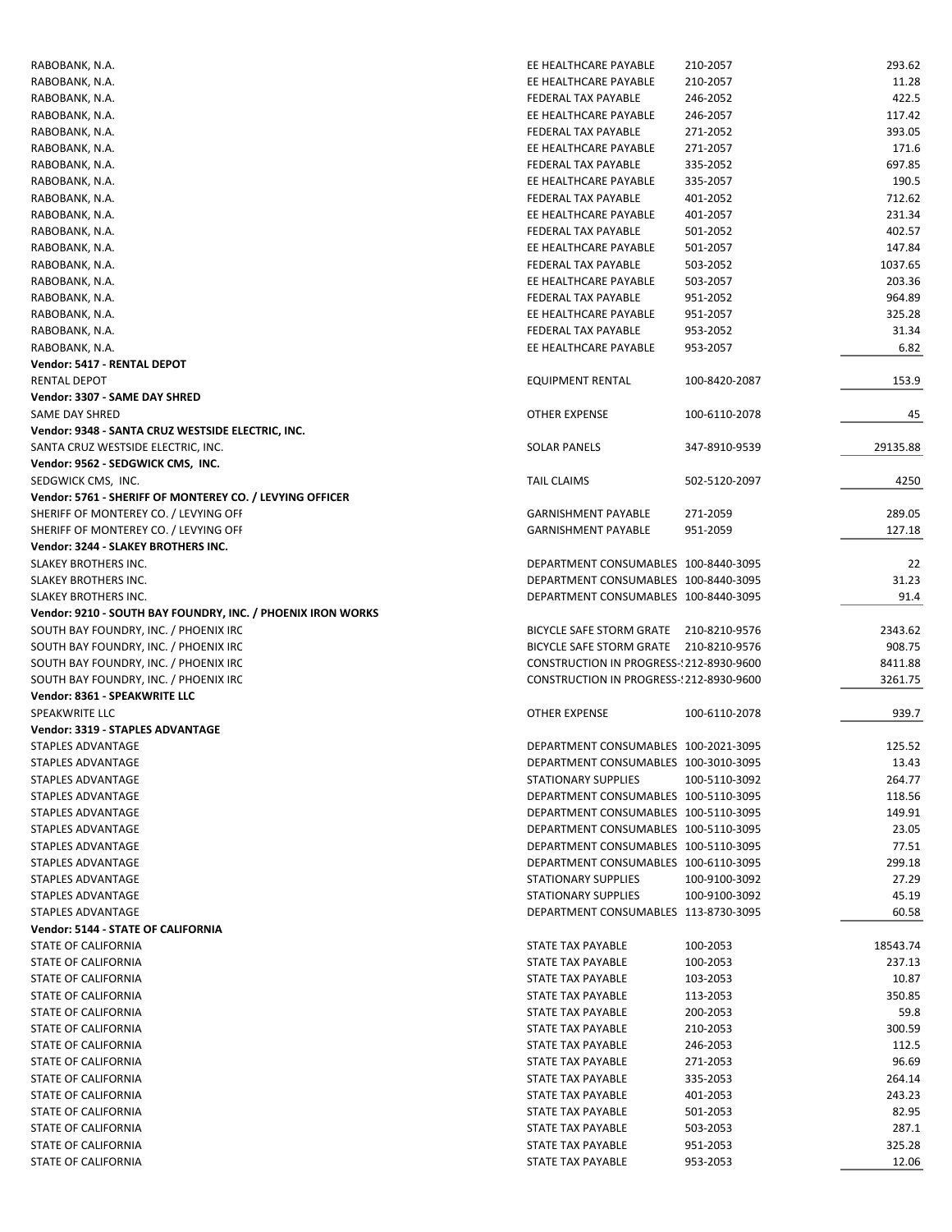| | | | |
|---|---|---|---|
| RABOBANK, N.A. | EE HEALTHCARE PAYABLE | 210-2057 | 293.62 |
| RABOBANK, N.A. | EE HEALTHCARE PAYABLE | 210-2057 | 11.28 |
| RABOBANK, N.A. | FEDERAL TAX PAYABLE | 246-2052 | 422.5 |
| RABOBANK, N.A. | EE HEALTHCARE PAYABLE | 246-2057 | 117.42 |
| RABOBANK, N.A. | FEDERAL TAX PAYABLE | 271-2052 | 393.05 |
| RABOBANK, N.A. | EE HEALTHCARE PAYABLE | 271-2057 | 171.6 |
| RABOBANK, N.A. | FEDERAL TAX PAYABLE | 335-2052 | 697.85 |
| RABOBANK, N.A. | EE HEALTHCARE PAYABLE | 335-2057 | 190.5 |
| RABOBANK, N.A. | FEDERAL TAX PAYABLE | 401-2052 | 712.62 |
| RABOBANK, N.A. | EE HEALTHCARE PAYABLE | 401-2057 | 231.34 |
| RABOBANK, N.A. | FEDERAL TAX PAYABLE | 501-2052 | 402.57 |
| RABOBANK, N.A. | EE HEALTHCARE PAYABLE | 501-2057 | 147.84 |
| RABOBANK, N.A. | FEDERAL TAX PAYABLE | 503-2052 | 1037.65 |
| RABOBANK, N.A. | EE HEALTHCARE PAYABLE | 503-2057 | 203.36 |
| RABOBANK, N.A. | FEDERAL TAX PAYABLE | 951-2052 | 964.89 |
| RABOBANK, N.A. | EE HEALTHCARE PAYABLE | 951-2057 | 325.28 |
| RABOBANK, N.A. | FEDERAL TAX PAYABLE | 953-2052 | 31.34 |
| RABOBANK, N.A. | EE HEALTHCARE PAYABLE | 953-2057 | 6.82 |
| **Vendor: 5417 - RENTAL DEPOT** | | | |
| RENTAL DEPOT | EQUIPMENT RENTAL | 100-8420-2087 | 153.9 |
| **Vendor: 3307 - SAME DAY SHRED** | | | |
| SAME DAY SHRED | OTHER EXPENSE | 100-6110-2078 | 45 |
| **Vendor: 9348 - SANTA CRUZ WESTSIDE ELECTRIC, INC.** | | | |
| SANTA CRUZ WESTSIDE ELECTRIC, INC. | SOLAR PANELS | 347-8910-9539 | 29135.88 |
| **Vendor: 9562 - SEDGWICK CMS, INC.** | | | |
| SEDGWICK CMS, INC. | TAIL CLAIMS | 502-5120-2097 | 4250 |
| **Vendor: 5761 - SHERIFF OF MONTEREY CO. / LEVYING OFFICER** | | | |
| SHERIFF OF MONTEREY CO. / LEVYING OFF | GARNISHMENT PAYABLE | 271-2059 | 289.05 |
| SHERIFF OF MONTEREY CO. / LEVYING OFF | GARNISHMENT PAYABLE | 951-2059 | 127.18 |
| **Vendor: 3244 - SLAKEY BROTHERS INC.** | | | |
| SLAKEY BROTHERS INC. | DEPARTMENT CONSUMABLES | 100-8440-3095 | 22 |
| SLAKEY BROTHERS INC. | DEPARTMENT CONSUMABLES | 100-8440-3095 | 31.23 |
| SLAKEY BROTHERS INC. | DEPARTMENT CONSUMABLES | 100-8440-3095 | 91.4 |
| **Vendor: 9210 - SOUTH BAY FOUNDRY, INC. / PHOENIX IRON WORKS** | | | |
| SOUTH BAY FOUNDRY, INC. / PHOENIX IRC | BICYCLE SAFE STORM GRATE | 210-8210-9576 | 2343.62 |
| SOUTH BAY FOUNDRY, INC. / PHOENIX IRC | BICYCLE SAFE STORM GRATE | 210-8210-9576 | 908.75 |
| SOUTH BAY FOUNDRY, INC. / PHOENIX IRC | CONSTRUCTION IN PROGRESS-! | 212-8930-9600 | 8411.88 |
| SOUTH BAY FOUNDRY, INC. / PHOENIX IRC | CONSTRUCTION IN PROGRESS-! | 212-8930-9600 | 3261.75 |
| **Vendor: 8361 - SPEAKWRITE LLC** | | | |
| SPEAKWRITE LLC | OTHER EXPENSE | 100-6110-2078 | 939.7 |
| **Vendor: 3319 - STAPLES ADVANTAGE** | | | |
| STAPLES ADVANTAGE | DEPARTMENT CONSUMABLES | 100-2021-3095 | 125.52 |
| STAPLES ADVANTAGE | DEPARTMENT CONSUMABLES | 100-3010-3095 | 13.43 |
| STAPLES ADVANTAGE | STATIONARY SUPPLIES | 100-5110-3092 | 264.77 |
| STAPLES ADVANTAGE | DEPARTMENT CONSUMABLES | 100-5110-3095 | 118.56 |
| STAPLES ADVANTAGE | DEPARTMENT CONSUMABLES | 100-5110-3095 | 149.91 |
| STAPLES ADVANTAGE | DEPARTMENT CONSUMABLES | 100-5110-3095 | 23.05 |
| STAPLES ADVANTAGE | DEPARTMENT CONSUMABLES | 100-5110-3095 | 77.51 |
| STAPLES ADVANTAGE | DEPARTMENT CONSUMABLES | 100-6110-3095 | 299.18 |
| STAPLES ADVANTAGE | STATIONARY SUPPLIES | 100-9100-3092 | 27.29 |
| STAPLES ADVANTAGE | STATIONARY SUPPLIES | 100-9100-3092 | 45.19 |
| STAPLES ADVANTAGE | DEPARTMENT CONSUMABLES | 113-8730-3095 | 60.58 |
| **Vendor: 5144 - STATE OF CALIFORNIA** | | | |
| STATE OF CALIFORNIA | STATE TAX PAYABLE | 100-2053 | 18543.74 |
| STATE OF CALIFORNIA | STATE TAX PAYABLE | 100-2053 | 237.13 |
| STATE OF CALIFORNIA | STATE TAX PAYABLE | 103-2053 | 10.87 |
| STATE OF CALIFORNIA | STATE TAX PAYABLE | 113-2053 | 350.85 |
| STATE OF CALIFORNIA | STATE TAX PAYABLE | 200-2053 | 59.8 |
| STATE OF CALIFORNIA | STATE TAX PAYABLE | 210-2053 | 300.59 |
| STATE OF CALIFORNIA | STATE TAX PAYABLE | 246-2053 | 112.5 |
| STATE OF CALIFORNIA | STATE TAX PAYABLE | 271-2053 | 96.69 |
| STATE OF CALIFORNIA | STATE TAX PAYABLE | 335-2053 | 264.14 |
| STATE OF CALIFORNIA | STATE TAX PAYABLE | 401-2053 | 243.23 |
| STATE OF CALIFORNIA | STATE TAX PAYABLE | 501-2053 | 82.95 |
| STATE OF CALIFORNIA | STATE TAX PAYABLE | 503-2053 | 287.1 |
| STATE OF CALIFORNIA | STATE TAX PAYABLE | 951-2053 | 325.28 |
| STATE OF CALIFORNIA | STATE TAX PAYABLE | 953-2053 | 12.06 |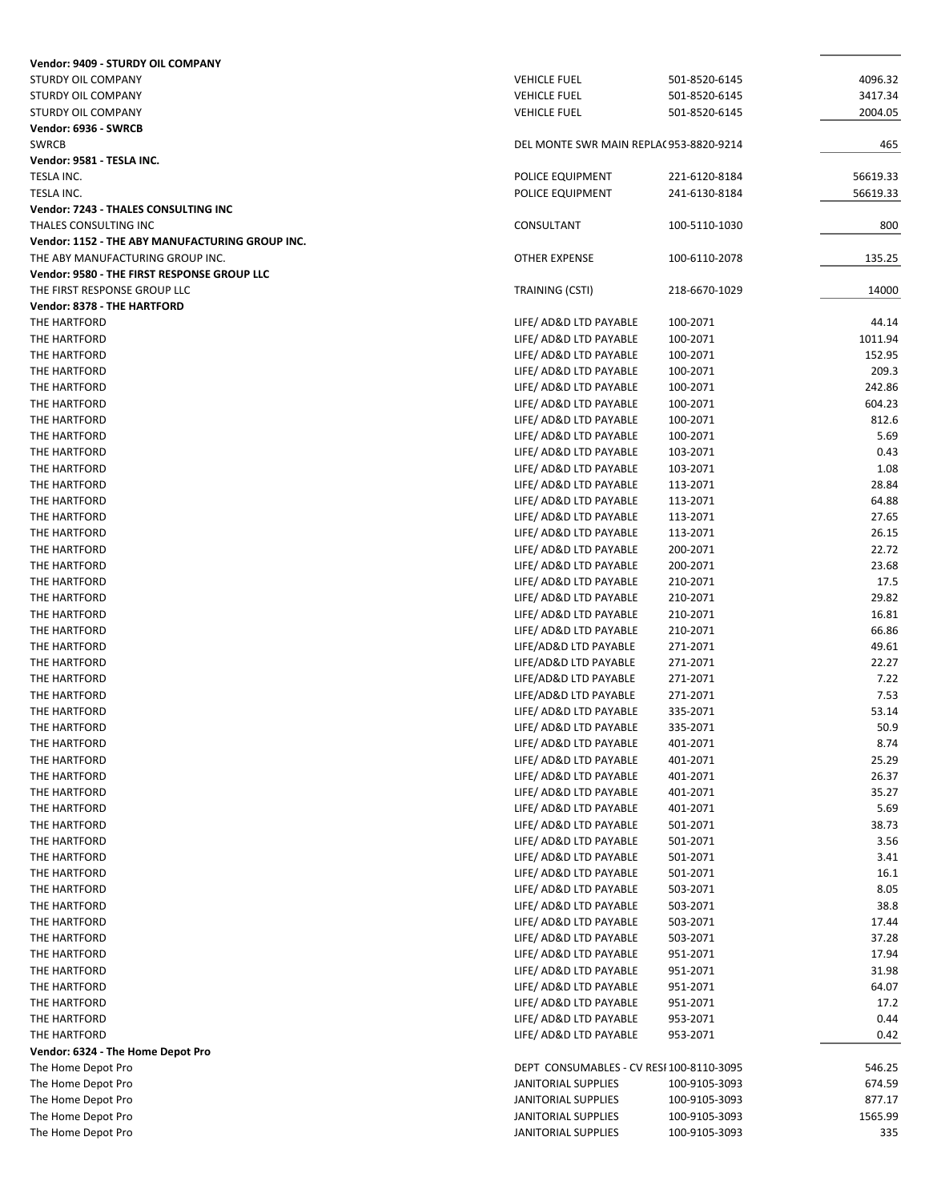| | | | |
|---|---|---|---|
| **Vendor: 9409 - STURDY OIL COMPANY** | | | |
| STURDY OIL COMPANY | VEHICLE FUEL | 501-8520-6145 | 4096.32 |
| STURDY OIL COMPANY | VEHICLE FUEL | 501-8520-6145 | 3417.34 |
| STURDY OIL COMPANY | VEHICLE FUEL | 501-8520-6145 | 2004.05 |
| **Vendor: 6936 - SWRCB** | | | |
| SWRCB | DEL MONTE SWR MAIN REPLAC | 953-8820-9214 | 465 |
| **Vendor: 9581 - TESLA INC.** | | | |
| TESLA INC. | POLICE EQUIPMENT | 221-6120-8184 | 56619.33 |
| TESLA INC. | POLICE EQUIPMENT | 241-6130-8184 | 56619.33 |
| **Vendor: 7243 - THALES CONSULTING INC** | | | |
| THALES CONSULTING INC | CONSULTANT | 100-5110-1030 | 800 |
| **Vendor: 1152 - THE ABY MANUFACTURING GROUP INC.** | | | |
| THE ABY MANUFACTURING GROUP INC. | OTHER EXPENSE | 100-6110-2078 | 135.25 |
| **Vendor: 9580 - THE FIRST RESPONSE GROUP LLC** | | | |
| THE FIRST RESPONSE GROUP LLC | TRAINING (CSTI) | 218-6670-1029 | 14000 |
| **Vendor: 8378 - THE HARTFORD** | | | |
| THE HARTFORD | LIFE/ AD&D LTD PAYABLE | 100-2071 | 44.14 |
| THE HARTFORD | LIFE/ AD&D LTD PAYABLE | 100-2071 | 1011.94 |
| THE HARTFORD | LIFE/ AD&D LTD PAYABLE | 100-2071 | 152.95 |
| THE HARTFORD | LIFE/ AD&D LTD PAYABLE | 100-2071 | 209.3 |
| THE HARTFORD | LIFE/ AD&D LTD PAYABLE | 100-2071 | 242.86 |
| THE HARTFORD | LIFE/ AD&D LTD PAYABLE | 100-2071 | 604.23 |
| THE HARTFORD | LIFE/ AD&D LTD PAYABLE | 100-2071 | 812.6 |
| THE HARTFORD | LIFE/ AD&D LTD PAYABLE | 100-2071 | 5.69 |
| THE HARTFORD | LIFE/ AD&D LTD PAYABLE | 103-2071 | 0.43 |
| THE HARTFORD | LIFE/ AD&D LTD PAYABLE | 103-2071 | 1.08 |
| THE HARTFORD | LIFE/ AD&D LTD PAYABLE | 113-2071 | 28.84 |
| THE HARTFORD | LIFE/ AD&D LTD PAYABLE | 113-2071 | 64.88 |
| THE HARTFORD | LIFE/ AD&D LTD PAYABLE | 113-2071 | 27.65 |
| THE HARTFORD | LIFE/ AD&D LTD PAYABLE | 113-2071 | 26.15 |
| THE HARTFORD | LIFE/ AD&D LTD PAYABLE | 200-2071 | 22.72 |
| THE HARTFORD | LIFE/ AD&D LTD PAYABLE | 200-2071 | 23.68 |
| THE HARTFORD | LIFE/ AD&D LTD PAYABLE | 210-2071 | 17.5 |
| THE HARTFORD | LIFE/ AD&D LTD PAYABLE | 210-2071 | 29.82 |
| THE HARTFORD | LIFE/ AD&D LTD PAYABLE | 210-2071 | 16.81 |
| THE HARTFORD | LIFE/ AD&D LTD PAYABLE | 210-2071 | 66.86 |
| THE HARTFORD | LIFE/AD&D LTD PAYABLE | 271-2071 | 49.61 |
| THE HARTFORD | LIFE/AD&D LTD PAYABLE | 271-2071 | 22.27 |
| THE HARTFORD | LIFE/AD&D LTD PAYABLE | 271-2071 | 7.22 |
| THE HARTFORD | LIFE/AD&D LTD PAYABLE | 271-2071 | 7.53 |
| THE HARTFORD | LIFE/ AD&D LTD PAYABLE | 335-2071 | 53.14 |
| THE HARTFORD | LIFE/ AD&D LTD PAYABLE | 335-2071 | 50.9 |
| THE HARTFORD | LIFE/ AD&D LTD PAYABLE | 401-2071 | 8.74 |
| THE HARTFORD | LIFE/ AD&D LTD PAYABLE | 401-2071 | 25.29 |
| THE HARTFORD | LIFE/ AD&D LTD PAYABLE | 401-2071 | 26.37 |
| THE HARTFORD | LIFE/ AD&D LTD PAYABLE | 401-2071 | 35.27 |
| THE HARTFORD | LIFE/ AD&D LTD PAYABLE | 401-2071 | 5.69 |
| THE HARTFORD | LIFE/ AD&D LTD PAYABLE | 501-2071 | 38.73 |
| THE HARTFORD | LIFE/ AD&D LTD PAYABLE | 501-2071 | 3.56 |
| THE HARTFORD | LIFE/ AD&D LTD PAYABLE | 501-2071 | 3.41 |
| THE HARTFORD | LIFE/ AD&D LTD PAYABLE | 501-2071 | 16.1 |
| THE HARTFORD | LIFE/ AD&D LTD PAYABLE | 503-2071 | 8.05 |
| THE HARTFORD | LIFE/ AD&D LTD PAYABLE | 503-2071 | 38.8 |
| THE HARTFORD | LIFE/ AD&D LTD PAYABLE | 503-2071 | 17.44 |
| THE HARTFORD | LIFE/ AD&D LTD PAYABLE | 503-2071 | 37.28 |
| THE HARTFORD | LIFE/ AD&D LTD PAYABLE | 951-2071 | 17.94 |
| THE HARTFORD | LIFE/ AD&D LTD PAYABLE | 951-2071 | 31.98 |
| THE HARTFORD | LIFE/ AD&D LTD PAYABLE | 951-2071 | 64.07 |
| THE HARTFORD | LIFE/ AD&D LTD PAYABLE | 951-2071 | 17.2 |
| THE HARTFORD | LIFE/ AD&D LTD PAYABLE | 953-2071 | 0.44 |
| THE HARTFORD | LIFE/ AD&D LTD PAYABLE | 953-2071 | 0.42 |
| **Vendor: 6324 - The Home Depot Pro** | | | |
| The Home Depot Pro | DEPT CONSUMABLES - CV RESI | 100-8110-3095 | 546.25 |
| The Home Depot Pro | JANITORIAL SUPPLIES | 100-9105-3093 | 674.59 |
| The Home Depot Pro | JANITORIAL SUPPLIES | 100-9105-3093 | 877.17 |
| The Home Depot Pro | JANITORIAL SUPPLIES | 100-9105-3093 | 1565.99 |
| The Home Depot Pro | JANITORIAL SUPPLIES | 100-9105-3093 | 335 |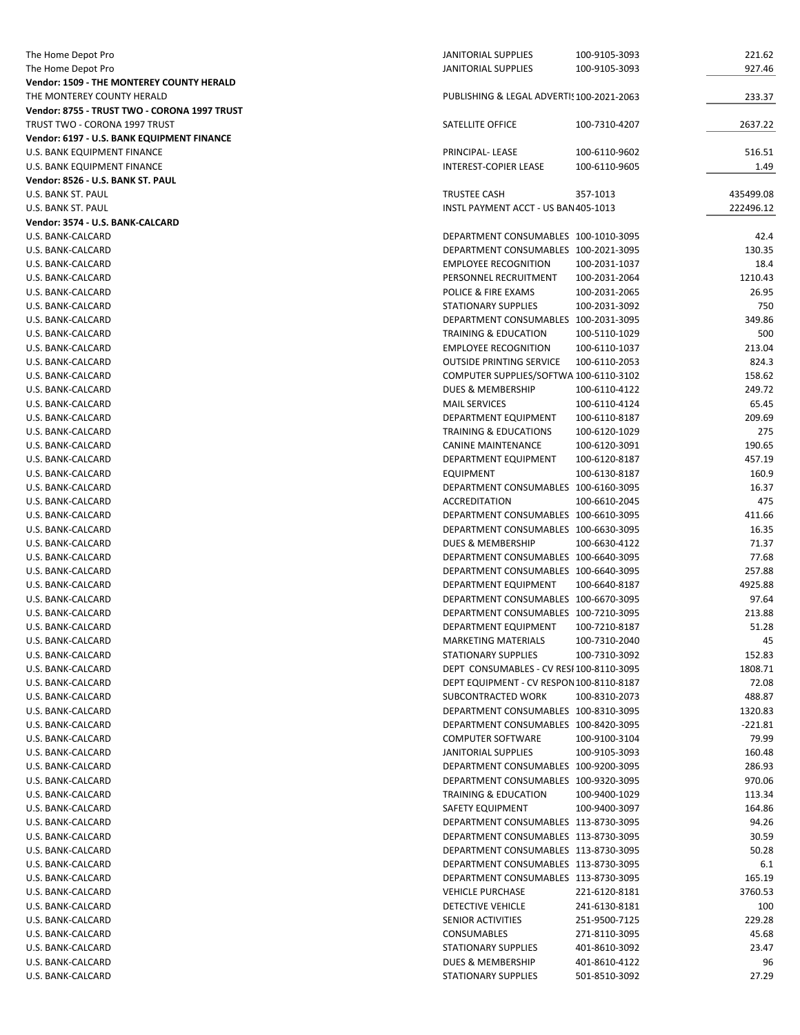| | | | |
|---|---|---|---|
| The Home Depot Pro | JANITORIAL SUPPLIES | 100-9105-3093 | 221.62 |
| The Home Depot Pro | JANITORIAL SUPPLIES | 100-9105-3093 | 927.46 |
| **Vendor: 1509 - THE MONTEREY COUNTY HERALD** | | | |
| THE MONTEREY COUNTY HERALD | PUBLISHING & LEGAL ADVERTIS | 100-2021-2063 | 233.37 |
| **Vendor: 8755 - TRUST TWO - CORONA 1997 TRUST** | | | |
| TRUST TWO - CORONA 1997 TRUST | SATELLITE OFFICE | 100-7310-4207 | 2637.22 |
| **Vendor: 6197 - U.S. BANK EQUIPMENT FINANCE** | | | |
| U.S. BANK EQUIPMENT FINANCE | PRINCIPAL- LEASE | 100-6110-9602 | 516.51 |
| U.S. BANK EQUIPMENT FINANCE | INTEREST-COPIER LEASE | 100-6110-9605 | 1.49 |
| **Vendor: 8526 - U.S. BANK ST. PAUL** | | | |
| U.S. BANK ST. PAUL | TRUSTEE CASH | 357-1013 | 435499.08 |
| U.S. BANK ST. PAUL | INSTL PAYMENT ACCT - US BAN | 405-1013 | 222496.12 |
| **Vendor: 3574 - U.S. BANK-CALCARD** | | | |
| U.S. BANK-CALCARD | DEPARTMENT CONSUMABLES | 100-1010-3095 | 42.4 |
| U.S. BANK-CALCARD | DEPARTMENT CONSUMABLES | 100-2021-3095 | 130.35 |
| U.S. BANK-CALCARD | EMPLOYEE RECOGNITION | 100-2031-1037 | 18.4 |
| U.S. BANK-CALCARD | PERSONNEL RECRUITMENT | 100-2031-2064 | 1210.43 |
| U.S. BANK-CALCARD | POLICE & FIRE EXAMS | 100-2031-2065 | 26.95 |
| U.S. BANK-CALCARD | STATIONARY SUPPLIES | 100-2031-3092 | 750 |
| U.S. BANK-CALCARD | DEPARTMENT CONSUMABLES | 100-2031-3095 | 349.86 |
| U.S. BANK-CALCARD | TRAINING & EDUCATION | 100-5110-1029 | 500 |
| U.S. BANK-CALCARD | EMPLOYEE RECOGNITION | 100-6110-1037 | 213.04 |
| U.S. BANK-CALCARD | OUTSIDE PRINTING SERVICE | 100-6110-2053 | 824.3 |
| U.S. BANK-CALCARD | COMPUTER SUPPLIES/SOFTWA | 100-6110-3102 | 158.62 |
| U.S. BANK-CALCARD | DUES & MEMBERSHIP | 100-6110-4122 | 249.72 |
| U.S. BANK-CALCARD | MAIL SERVICES | 100-6110-4124 | 65.45 |
| U.S. BANK-CALCARD | DEPARTMENT EQUIPMENT | 100-6110-8187 | 209.69 |
| U.S. BANK-CALCARD | TRAINING & EDUCATIONS | 100-6120-1029 | 275 |
| U.S. BANK-CALCARD | CANINE MAINTENANCE | 100-6120-3091 | 190.65 |
| U.S. BANK-CALCARD | DEPARTMENT EQUIPMENT | 100-6120-8187 | 457.19 |
| U.S. BANK-CALCARD | EQUIPMENT | 100-6130-8187 | 160.9 |
| U.S. BANK-CALCARD | DEPARTMENT CONSUMABLES | 100-6160-3095 | 16.37 |
| U.S. BANK-CALCARD | ACCREDITATION | 100-6610-2045 | 475 |
| U.S. BANK-CALCARD | DEPARTMENT CONSUMABLES | 100-6610-3095 | 411.66 |
| U.S. BANK-CALCARD | DEPARTMENT CONSUMABLES | 100-6630-3095 | 16.35 |
| U.S. BANK-CALCARD | DUES & MEMBERSHIP | 100-6630-4122 | 71.37 |
| U.S. BANK-CALCARD | DEPARTMENT CONSUMABLES | 100-6640-3095 | 77.68 |
| U.S. BANK-CALCARD | DEPARTMENT CONSUMABLES | 100-6640-3095 | 257.88 |
| U.S. BANK-CALCARD | DEPARTMENT EQUIPMENT | 100-6640-8187 | 4925.88 |
| U.S. BANK-CALCARD | DEPARTMENT CONSUMABLES | 100-6670-3095 | 97.64 |
| U.S. BANK-CALCARD | DEPARTMENT CONSUMABLES | 100-7210-3095 | 213.88 |
| U.S. BANK-CALCARD | DEPARTMENT EQUIPMENT | 100-7210-8187 | 51.28 |
| U.S. BANK-CALCARD | MARKETING MATERIALS | 100-7310-2040 | 45 |
| U.S. BANK-CALCARD | STATIONARY SUPPLIES | 100-7310-3092 | 152.83 |
| U.S. BANK-CALCARD | DEPT CONSUMABLES - CV RESI | 100-8110-3095 | 1808.71 |
| U.S. BANK-CALCARD | DEPT EQUIPMENT - CV RESPON | 100-8110-8187 | 72.08 |
| U.S. BANK-CALCARD | SUBCONTRACTED WORK | 100-8310-2073 | 488.87 |
| U.S. BANK-CALCARD | DEPARTMENT CONSUMABLES | 100-8310-3095 | 1320.83 |
| U.S. BANK-CALCARD | DEPARTMENT CONSUMABLES | 100-8420-3095 | -221.81 |
| U.S. BANK-CALCARD | COMPUTER SOFTWARE | 100-9100-3104 | 79.99 |
| U.S. BANK-CALCARD | JANITORIAL SUPPLIES | 100-9105-3093 | 160.48 |
| U.S. BANK-CALCARD | DEPARTMENT CONSUMABLES | 100-9200-3095 | 286.93 |
| U.S. BANK-CALCARD | DEPARTMENT CONSUMABLES | 100-9320-3095 | 970.06 |
| U.S. BANK-CALCARD | TRAINING & EDUCATION | 100-9400-1029 | 113.34 |
| U.S. BANK-CALCARD | SAFETY EQUIPMENT | 100-9400-3097 | 164.86 |
| U.S. BANK-CALCARD | DEPARTMENT CONSUMABLES | 113-8730-3095 | 94.26 |
| U.S. BANK-CALCARD | DEPARTMENT CONSUMABLES | 113-8730-3095 | 30.59 |
| U.S. BANK-CALCARD | DEPARTMENT CONSUMABLES | 113-8730-3095 | 50.28 |
| U.S. BANK-CALCARD | DEPARTMENT CONSUMABLES | 113-8730-3095 | 6.1 |
| U.S. BANK-CALCARD | DEPARTMENT CONSUMABLES | 113-8730-3095 | 165.19 |
| U.S. BANK-CALCARD | VEHICLE PURCHASE | 221-6120-8181 | 3760.53 |
| U.S. BANK-CALCARD | DETECTIVE VEHICLE | 241-6130-8181 | 100 |
| U.S. BANK-CALCARD | SENIOR ACTIVITIES | 251-9500-7125 | 229.28 |
| U.S. BANK-CALCARD | CONSUMABLES | 271-8110-3095 | 45.68 |
| U.S. BANK-CALCARD | STATIONARY SUPPLIES | 401-8610-3092 | 23.47 |
| U.S. BANK-CALCARD | DUES & MEMBERSHIP | 401-8610-4122 | 96 |
| U.S. BANK-CALCARD | STATIONARY SUPPLIES | 501-8510-3092 | 27.29 |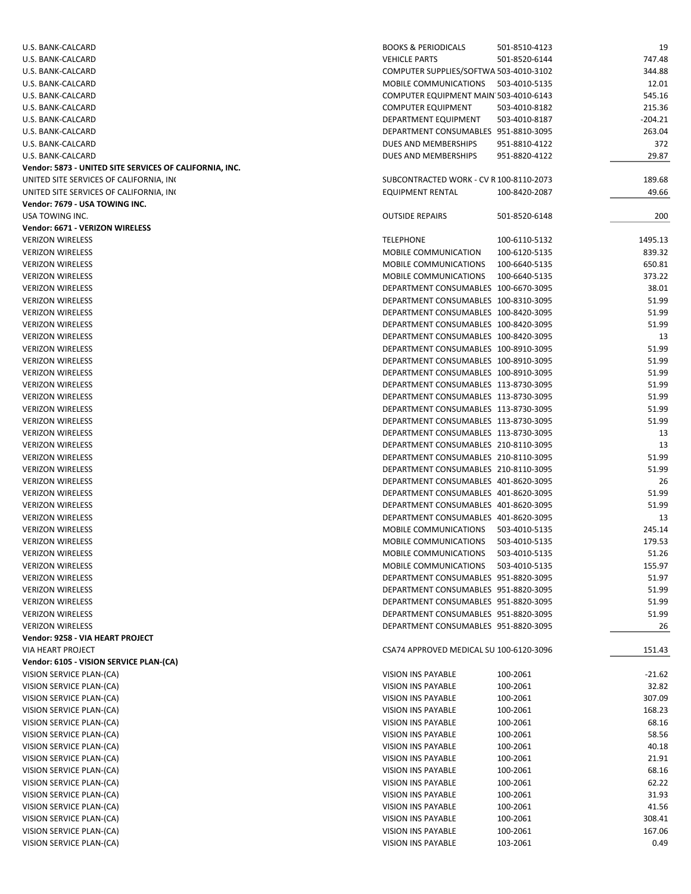| Vendor | Description | Account | Amount |
|---|---|---|---|
| U.S. BANK-CALCARD | BOOKS & PERIODICALS | 501-8510-4123 | 19 |
| U.S. BANK-CALCARD | VEHICLE PARTS | 501-8520-6144 | 747.48 |
| U.S. BANK-CALCARD | COMPUTER SUPPLIES/SOFTWA | 503-4010-3102 | 344.88 |
| U.S. BANK-CALCARD | MOBILE COMMUNICATIONS | 503-4010-5135 | 12.01 |
| U.S. BANK-CALCARD | COMPUTER EQUIPMENT MAIN | 503-4010-6143 | 545.16 |
| U.S. BANK-CALCARD | COMPUTER EQUIPMENT | 503-4010-8182 | 215.36 |
| U.S. BANK-CALCARD | DEPARTMENT EQUIPMENT | 503-4010-8187 | -204.21 |
| U.S. BANK-CALCARD | DEPARTMENT CONSUMABLES | 951-8810-3095 | 263.04 |
| U.S. BANK-CALCARD | DUES AND MEMBERSHIPS | 951-8810-4122 | 372 |
| U.S. BANK-CALCARD | DUES AND MEMBERSHIPS | 951-8820-4122 | 29.87 |
| **Vendor: 5873 - UNITED SITE SERVICES OF CALIFORNIA, INC.** | | | |
| UNITED SITE SERVICES OF CALIFORNIA, IN( | SUBCONTRACTED WORK - CV R | 100-8110-2073 | 189.68 |
| UNITED SITE SERVICES OF CALIFORNIA, IN( | EQUIPMENT RENTAL | 100-8420-2087 | 49.66 |
| **Vendor: 7679 - USA TOWING INC.** | | | |
| USA TOWING INC. | OUTSIDE REPAIRS | 501-8520-6148 | 200 |
| **Vendor: 6671 - VERIZON WIRELESS** | | | |
| VERIZON WIRELESS | TELEPHONE | 100-6110-5132 | 1495.13 |
| VERIZON WIRELESS | MOBILE COMMUNICATION | 100-6120-5135 | 839.32 |
| VERIZON WIRELESS | MOBILE COMMUNICATIONS | 100-6640-5135 | 650.81 |
| VERIZON WIRELESS | MOBILE COMMUNICATIONS | 100-6640-5135 | 373.22 |
| VERIZON WIRELESS | DEPARTMENT CONSUMABLES | 100-6670-3095 | 38.01 |
| VERIZON WIRELESS | DEPARTMENT CONSUMABLES | 100-8310-3095 | 51.99 |
| VERIZON WIRELESS | DEPARTMENT CONSUMABLES | 100-8420-3095 | 51.99 |
| VERIZON WIRELESS | DEPARTMENT CONSUMABLES | 100-8420-3095 | 51.99 |
| VERIZON WIRELESS | DEPARTMENT CONSUMABLES | 100-8420-3095 | 13 |
| VERIZON WIRELESS | DEPARTMENT CONSUMABLES | 100-8910-3095 | 51.99 |
| VERIZON WIRELESS | DEPARTMENT CONSUMABLES | 100-8910-3095 | 51.99 |
| VERIZON WIRELESS | DEPARTMENT CONSUMABLES | 100-8910-3095 | 51.99 |
| VERIZON WIRELESS | DEPARTMENT CONSUMABLES | 113-8730-3095 | 51.99 |
| VERIZON WIRELESS | DEPARTMENT CONSUMABLES | 113-8730-3095 | 51.99 |
| VERIZON WIRELESS | DEPARTMENT CONSUMABLES | 113-8730-3095 | 51.99 |
| VERIZON WIRELESS | DEPARTMENT CONSUMABLES | 113-8730-3095 | 51.99 |
| VERIZON WIRELESS | DEPARTMENT CONSUMABLES | 113-8730-3095 | 13 |
| VERIZON WIRELESS | DEPARTMENT CONSUMABLES | 210-8110-3095 | 13 |
| VERIZON WIRELESS | DEPARTMENT CONSUMABLES | 210-8110-3095 | 51.99 |
| VERIZON WIRELESS | DEPARTMENT CONSUMABLES | 210-8110-3095 | 51.99 |
| VERIZON WIRELESS | DEPARTMENT CONSUMABLES | 401-8620-3095 | 26 |
| VERIZON WIRELESS | DEPARTMENT CONSUMABLES | 401-8620-3095 | 51.99 |
| VERIZON WIRELESS | DEPARTMENT CONSUMABLES | 401-8620-3095 | 51.99 |
| VERIZON WIRELESS | DEPARTMENT CONSUMABLES | 401-8620-3095 | 13 |
| VERIZON WIRELESS | MOBILE COMMUNICATIONS | 503-4010-5135 | 245.14 |
| VERIZON WIRELESS | MOBILE COMMUNICATIONS | 503-4010-5135 | 179.53 |
| VERIZON WIRELESS | MOBILE COMMUNICATIONS | 503-4010-5135 | 51.26 |
| VERIZON WIRELESS | MOBILE COMMUNICATIONS | 503-4010-5135 | 155.97 |
| VERIZON WIRELESS | DEPARTMENT CONSUMABLES | 951-8820-3095 | 51.97 |
| VERIZON WIRELESS | DEPARTMENT CONSUMABLES | 951-8820-3095 | 51.99 |
| VERIZON WIRELESS | DEPARTMENT CONSUMABLES | 951-8820-3095 | 51.99 |
| VERIZON WIRELESS | DEPARTMENT CONSUMABLES | 951-8820-3095 | 51.99 |
| VERIZON WIRELESS | DEPARTMENT CONSUMABLES | 951-8820-3095 | 26 |
| **Vendor: 9258 - VIA HEART PROJECT** | | | |
| VIA HEART PROJECT | CSA74 APPROVED MEDICAL SU | 100-6120-3096 | 151.43 |
| **Vendor: 6105 - VISION SERVICE PLAN-(CA)** | | | |
| VISION SERVICE PLAN-(CA) | VISION INS PAYABLE | 100-2061 | -21.62 |
| VISION SERVICE PLAN-(CA) | VISION INS PAYABLE | 100-2061 | 32.82 |
| VISION SERVICE PLAN-(CA) | VISION INS PAYABLE | 100-2061 | 307.09 |
| VISION SERVICE PLAN-(CA) | VISION INS PAYABLE | 100-2061 | 168.23 |
| VISION SERVICE PLAN-(CA) | VISION INS PAYABLE | 100-2061 | 68.16 |
| VISION SERVICE PLAN-(CA) | VISION INS PAYABLE | 100-2061 | 58.56 |
| VISION SERVICE PLAN-(CA) | VISION INS PAYABLE | 100-2061 | 40.18 |
| VISION SERVICE PLAN-(CA) | VISION INS PAYABLE | 100-2061 | 21.91 |
| VISION SERVICE PLAN-(CA) | VISION INS PAYABLE | 100-2061 | 68.16 |
| VISION SERVICE PLAN-(CA) | VISION INS PAYABLE | 100-2061 | 62.22 |
| VISION SERVICE PLAN-(CA) | VISION INS PAYABLE | 100-2061 | 31.93 |
| VISION SERVICE PLAN-(CA) | VISION INS PAYABLE | 100-2061 | 41.56 |
| VISION SERVICE PLAN-(CA) | VISION INS PAYABLE | 100-2061 | 308.41 |
| VISION SERVICE PLAN-(CA) | VISION INS PAYABLE | 100-2061 | 167.06 |
| VISION SERVICE PLAN-(CA) | VISION INS PAYABLE | 103-2061 | 0.49 |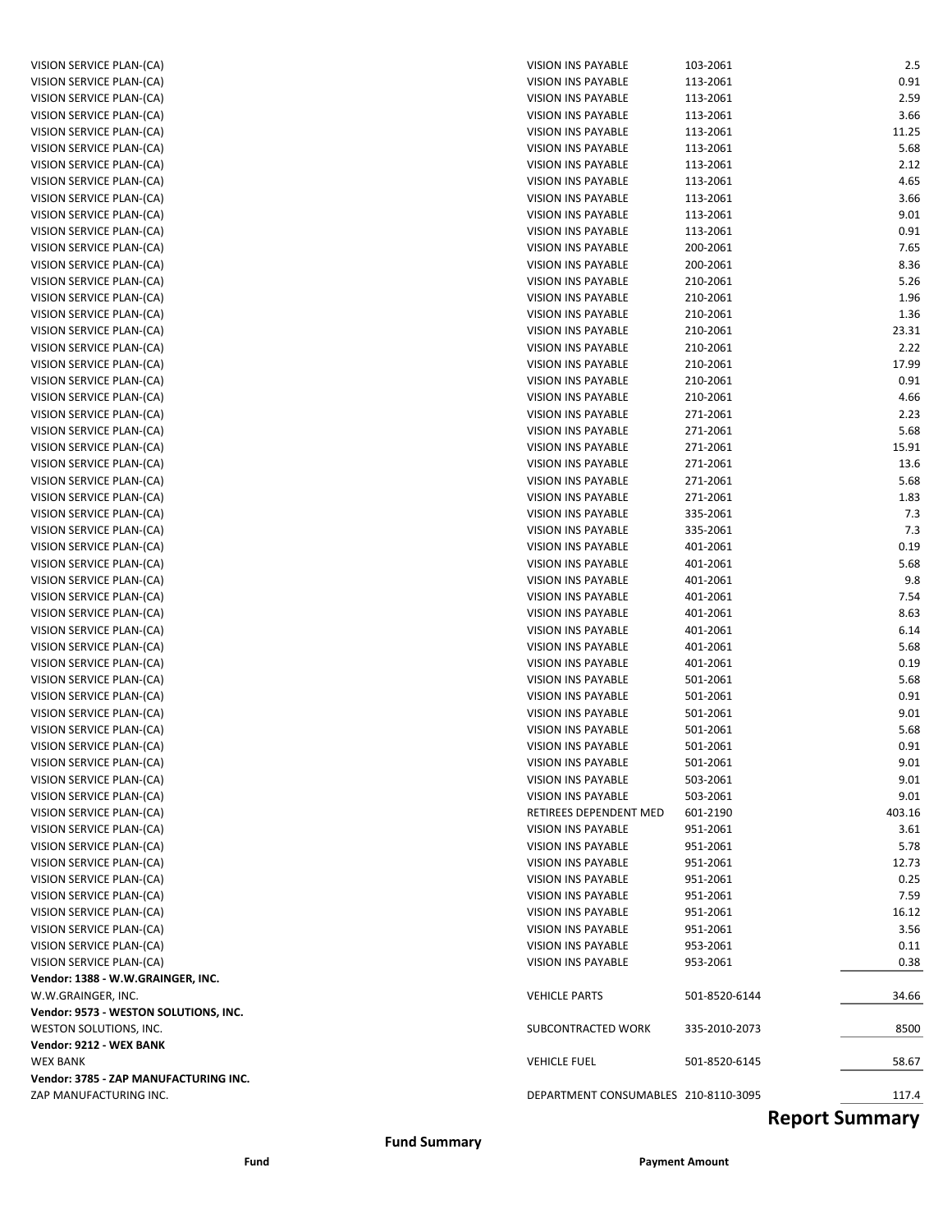| | | | |
|---|---|---|---|
| VISION SERVICE PLAN-(CA) | VISION INS PAYABLE | 103-2061 | 2.5 |
| VISION SERVICE PLAN-(CA) | VISION INS PAYABLE | 113-2061 | 0.91 |
| VISION SERVICE PLAN-(CA) | VISION INS PAYABLE | 113-2061 | 2.59 |
| VISION SERVICE PLAN-(CA) | VISION INS PAYABLE | 113-2061 | 3.66 |
| VISION SERVICE PLAN-(CA) | VISION INS PAYABLE | 113-2061 | 11.25 |
| VISION SERVICE PLAN-(CA) | VISION INS PAYABLE | 113-2061 | 5.68 |
| VISION SERVICE PLAN-(CA) | VISION INS PAYABLE | 113-2061 | 2.12 |
| VISION SERVICE PLAN-(CA) | VISION INS PAYABLE | 113-2061 | 4.65 |
| VISION SERVICE PLAN-(CA) | VISION INS PAYABLE | 113-2061 | 3.66 |
| VISION SERVICE PLAN-(CA) | VISION INS PAYABLE | 113-2061 | 9.01 |
| VISION SERVICE PLAN-(CA) | VISION INS PAYABLE | 113-2061 | 0.91 |
| VISION SERVICE PLAN-(CA) | VISION INS PAYABLE | 200-2061 | 7.65 |
| VISION SERVICE PLAN-(CA) | VISION INS PAYABLE | 200-2061 | 8.36 |
| VISION SERVICE PLAN-(CA) | VISION INS PAYABLE | 210-2061 | 5.26 |
| VISION SERVICE PLAN-(CA) | VISION INS PAYABLE | 210-2061 | 1.96 |
| VISION SERVICE PLAN-(CA) | VISION INS PAYABLE | 210-2061 | 1.36 |
| VISION SERVICE PLAN-(CA) | VISION INS PAYABLE | 210-2061 | 23.31 |
| VISION SERVICE PLAN-(CA) | VISION INS PAYABLE | 210-2061 | 2.22 |
| VISION SERVICE PLAN-(CA) | VISION INS PAYABLE | 210-2061 | 17.99 |
| VISION SERVICE PLAN-(CA) | VISION INS PAYABLE | 210-2061 | 0.91 |
| VISION SERVICE PLAN-(CA) | VISION INS PAYABLE | 210-2061 | 4.66 |
| VISION SERVICE PLAN-(CA) | VISION INS PAYABLE | 271-2061 | 2.23 |
| VISION SERVICE PLAN-(CA) | VISION INS PAYABLE | 271-2061 | 5.68 |
| VISION SERVICE PLAN-(CA) | VISION INS PAYABLE | 271-2061 | 15.91 |
| VISION SERVICE PLAN-(CA) | VISION INS PAYABLE | 271-2061 | 13.6 |
| VISION SERVICE PLAN-(CA) | VISION INS PAYABLE | 271-2061 | 5.68 |
| VISION SERVICE PLAN-(CA) | VISION INS PAYABLE | 271-2061 | 1.83 |
| VISION SERVICE PLAN-(CA) | VISION INS PAYABLE | 335-2061 | 7.3 |
| VISION SERVICE PLAN-(CA) | VISION INS PAYABLE | 335-2061 | 7.3 |
| VISION SERVICE PLAN-(CA) | VISION INS PAYABLE | 401-2061 | 0.19 |
| VISION SERVICE PLAN-(CA) | VISION INS PAYABLE | 401-2061 | 5.68 |
| VISION SERVICE PLAN-(CA) | VISION INS PAYABLE | 401-2061 | 9.8 |
| VISION SERVICE PLAN-(CA) | VISION INS PAYABLE | 401-2061 | 7.54 |
| VISION SERVICE PLAN-(CA) | VISION INS PAYABLE | 401-2061 | 8.63 |
| VISION SERVICE PLAN-(CA) | VISION INS PAYABLE | 401-2061 | 6.14 |
| VISION SERVICE PLAN-(CA) | VISION INS PAYABLE | 401-2061 | 5.68 |
| VISION SERVICE PLAN-(CA) | VISION INS PAYABLE | 401-2061 | 0.19 |
| VISION SERVICE PLAN-(CA) | VISION INS PAYABLE | 501-2061 | 5.68 |
| VISION SERVICE PLAN-(CA) | VISION INS PAYABLE | 501-2061 | 0.91 |
| VISION SERVICE PLAN-(CA) | VISION INS PAYABLE | 501-2061 | 9.01 |
| VISION SERVICE PLAN-(CA) | VISION INS PAYABLE | 501-2061 | 5.68 |
| VISION SERVICE PLAN-(CA) | VISION INS PAYABLE | 501-2061 | 0.91 |
| VISION SERVICE PLAN-(CA) | VISION INS PAYABLE | 501-2061 | 9.01 |
| VISION SERVICE PLAN-(CA) | VISION INS PAYABLE | 503-2061 | 9.01 |
| VISION SERVICE PLAN-(CA) | VISION INS PAYABLE | 503-2061 | 9.01 |
| VISION SERVICE PLAN-(CA) | RETIREES DEPENDENT MED | 601-2190 | 403.16 |
| VISION SERVICE PLAN-(CA) | VISION INS PAYABLE | 951-2061 | 3.61 |
| VISION SERVICE PLAN-(CA) | VISION INS PAYABLE | 951-2061 | 5.78 |
| VISION SERVICE PLAN-(CA) | VISION INS PAYABLE | 951-2061 | 12.73 |
| VISION SERVICE PLAN-(CA) | VISION INS PAYABLE | 951-2061 | 0.25 |
| VISION SERVICE PLAN-(CA) | VISION INS PAYABLE | 951-2061 | 7.59 |
| VISION SERVICE PLAN-(CA) | VISION INS PAYABLE | 951-2061 | 16.12 |
| VISION SERVICE PLAN-(CA) | VISION INS PAYABLE | 951-2061 | 3.56 |
| VISION SERVICE PLAN-(CA) | VISION INS PAYABLE | 953-2061 | 0.11 |
| VISION SERVICE PLAN-(CA) | VISION INS PAYABLE | 953-2061 | 0.38 |
| **Vendor: 1388 - W.W.GRAINGER, INC.** | | | |
| W.W.GRAINGER, INC. | VEHICLE PARTS | 501-8520-6144 | 34.66 |
| **Vendor: 9573 - WESTON SOLUTIONS, INC.** | | | |
| WESTON SOLUTIONS, INC. | SUBCONTRACTED WORK | 335-2010-2073 | 8500 |
| **Vendor: 9212 - WEX BANK** | | | |
| WEX BANK | VEHICLE FUEL | 501-8520-6145 | 58.67 |
| **Vendor: 3785 - ZAP MANUFACTURING INC.** | | | |
| ZAP MANUFACTURING INC. | DEPARTMENT CONSUMABLES | 210-8110-3095 | 117.4 |

# Report Summary

## Fund Summary

| Fund | Payment Amount |
|---|---|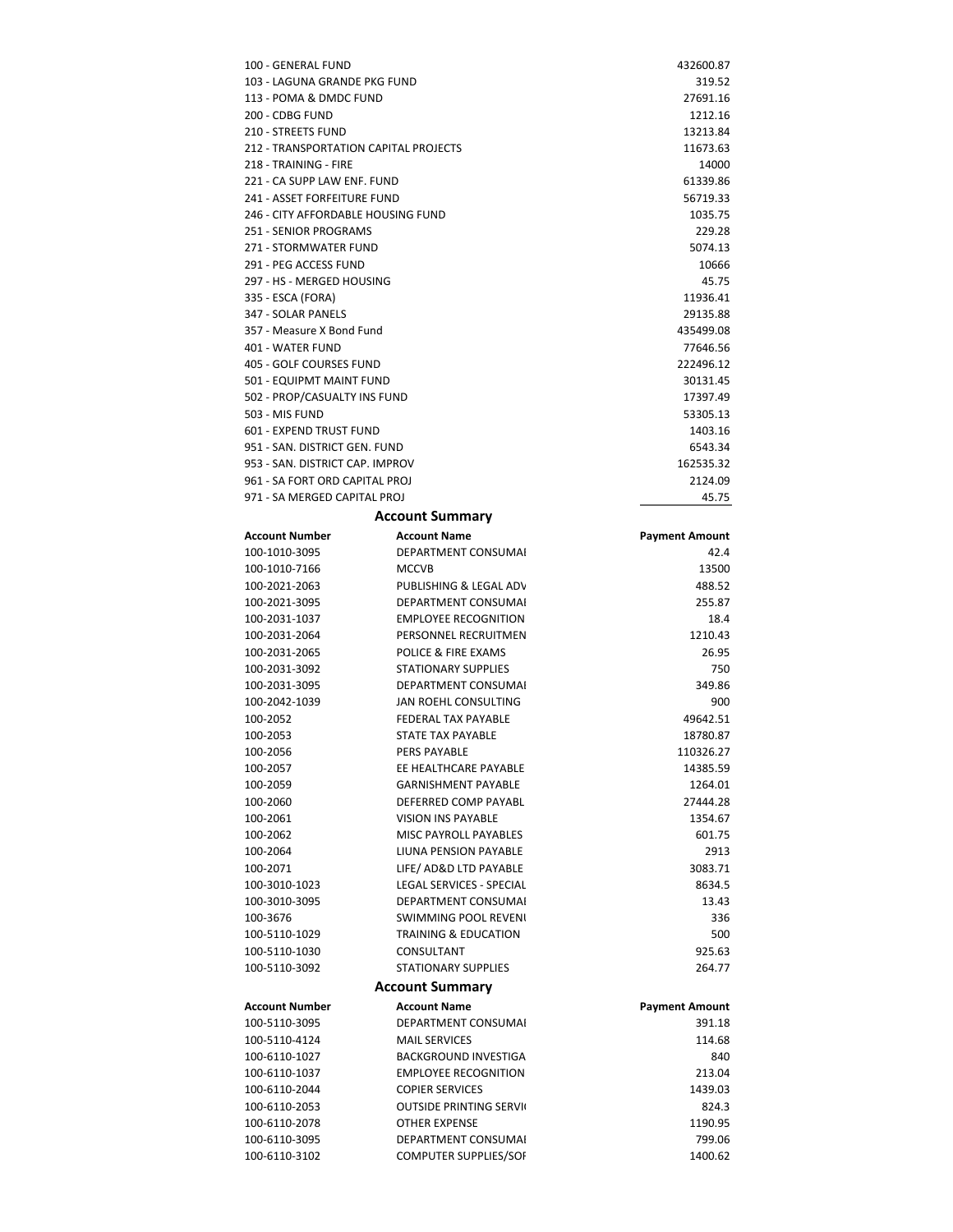| | |
|---|---|
| 100 - GENERAL FUND | 432600.87 |
| 103 - LAGUNA GRANDE PKG FUND | 319.52 |
| 113 - POMA & DMDC FUND | 27691.16 |
| 200 - CDBG FUND | 1212.16 |
| 210 - STREETS FUND | 13213.84 |
| 212 - TRANSPORTATION CAPITAL PROJECTS | 11673.63 |
| 218 - TRAINING - FIRE | 14000 |
| 221 - CA SUPP LAW ENF. FUND | 61339.86 |
| 241 - ASSET FORFEITURE FUND | 56719.33 |
| 246 - CITY AFFORDABLE HOUSING FUND | 1035.75 |
| 251 - SENIOR PROGRAMS | 229.28 |
| 271 - STORMWATER FUND | 5074.13 |
| 291 - PEG ACCESS FUND | 10666 |
| 297 - HS - MERGED HOUSING | 45.75 |
| 335 - ESCA (FORA) | 11936.41 |
| 347 - SOLAR PANELS | 29135.88 |
| 357 - Measure X Bond Fund | 435499.08 |
| 401 - WATER FUND | 77646.56 |
| 405 - GOLF COURSES FUND | 222496.12 |
| 501 - EQUIPMT MAINT FUND | 30131.45 |
| 502 - PROP/CASUALTY INS FUND | 17397.49 |
| 503 - MIS FUND | 53305.13 |
| 601 - EXPEND TRUST FUND | 1403.16 |
| 951 - SAN. DISTRICT GEN. FUND | 6543.34 |
| 953 - SAN. DISTRICT CAP. IMPROV | 162535.32 |
| 961 - SA FORT ORD CAPITAL PROJ | 2124.09 |
| 971 - SA MERGED CAPITAL PROJ | 45.75 |

## Account Summary

| Account Number | Account Name | Payment Amount |
|---|---|---|
| 100-1010-3095 | DEPARTMENT CONSUMAI | 42.4 |
| 100-1010-7166 | MCCVB | 13500 |
| 100-2021-2063 | PUBLISHING & LEGAL ADV | 488.52 |
| 100-2021-3095 | DEPARTMENT CONSUMAI | 255.87 |
| 100-2031-1037 | EMPLOYEE RECOGNITION | 18.4 |
| 100-2031-2064 | PERSONNEL RECRUITMEN | 1210.43 |
| 100-2031-2065 | POLICE & FIRE EXAMS | 26.95 |
| 100-2031-3092 | STATIONARY SUPPLIES | 750 |
| 100-2031-3095 | DEPARTMENT CONSUMAI | 349.86 |
| 100-2042-1039 | JAN ROEHL CONSULTING | 900 |
| 100-2052 | FEDERAL TAX PAYABLE | 49642.51 |
| 100-2053 | STATE TAX PAYABLE | 18780.87 |
| 100-2056 | PERS PAYABLE | 110326.27 |
| 100-2057 | EE HEALTHCARE PAYABLE | 14385.59 |
| 100-2059 | GARNISHMENT PAYABLE | 1264.01 |
| 100-2060 | DEFERRED COMP PAYABL | 27444.28 |
| 100-2061 | VISION INS PAYABLE | 1354.67 |
| 100-2062 | MISC PAYROLL PAYABLES | 601.75 |
| 100-2064 | LIUNA PENSION PAYABLE | 2913 |
| 100-2071 | LIFE/ AD&D LTD PAYABLE | 3083.71 |
| 100-3010-1023 | LEGAL SERVICES - SPECIAL | 8634.5 |
| 100-3010-3095 | DEPARTMENT CONSUMAI | 13.43 |
| 100-3676 | SWIMMING POOL REVENI | 336 |
| 100-5110-1029 | TRAINING & EDUCATION | 500 |
| 100-5110-1030 | CONSULTANT | 925.63 |
| 100-5110-3092 | STATIONARY SUPPLIES | 264.77 |

## Account Summary

| Account Number | Account Name | Payment Amount |
|---|---|---|
| 100-5110-3095 | DEPARTMENT CONSUMAI | 391.18 |
| 100-5110-4124 | MAIL SERVICES | 114.68 |
| 100-6110-1027 | BACKGROUND INVESTIGA | 840 |
| 100-6110-1037 | EMPLOYEE RECOGNITION | 213.04 |
| 100-6110-2044 | COPIER SERVICES | 1439.03 |
| 100-6110-2053 | OUTSIDE PRINTING SERVI( | 824.3 |
| 100-6110-2078 | OTHER EXPENSE | 1190.95 |
| 100-6110-3095 | DEPARTMENT CONSUMAI | 799.06 |
| 100-6110-3102 | COMPUTER SUPPLIES/SOF | 1400.62 |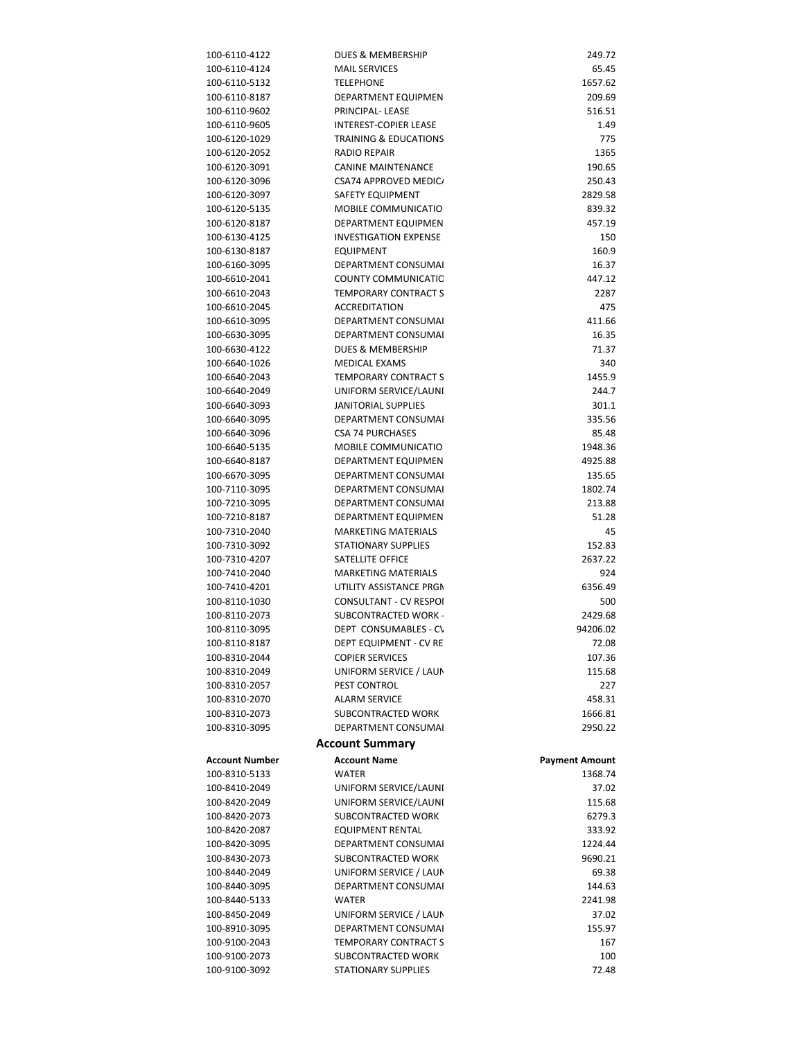| | | |
|---|---|---|
| 100-6110-4122 | DUES & MEMBERSHIP | 249.72 |
| 100-6110-4124 | MAIL SERVICES | 65.45 |
| 100-6110-5132 | TELEPHONE | 1657.62 |
| 100-6110-8187 | DEPARTMENT EQUIPMEN | 209.69 |
| 100-6110-9602 | PRINCIPAL- LEASE | 516.51 |
| 100-6110-9605 | INTEREST-COPIER LEASE | 1.49 |
| 100-6120-1029 | TRAINING & EDUCATIONS | 775 |
| 100-6120-2052 | RADIO REPAIR | 1365 |
| 100-6120-3091 | CANINE MAINTENANCE | 190.65 |
| 100-6120-3096 | CSA74 APPROVED MEDIC/ | 250.43 |
| 100-6120-3097 | SAFETY EQUIPMENT | 2829.58 |
| 100-6120-5135 | MOBILE COMMUNICATIO | 839.32 |
| 100-6120-8187 | DEPARTMENT EQUIPMEN | 457.19 |
| 100-6130-4125 | INVESTIGATION EXPENSE | 150 |
| 100-6130-8187 | EQUIPMENT | 160.9 |
| 100-6160-3095 | DEPARTMENT CONSUMAI | 16.37 |
| 100-6610-2041 | COUNTY COMMUNICATIC | 447.12 |
| 100-6610-2043 | TEMPORARY CONTRACT S | 2287 |
| 100-6610-2045 | ACCREDITATION | 475 |
| 100-6610-3095 | DEPARTMENT CONSUMAI | 411.66 |
| 100-6630-3095 | DEPARTMENT CONSUMAI | 16.35 |
| 100-6630-4122 | DUES & MEMBERSHIP | 71.37 |
| 100-6640-1026 | MEDICAL EXAMS | 340 |
| 100-6640-2043 | TEMPORARY CONTRACT S | 1455.9 |
| 100-6640-2049 | UNIFORM SERVICE/LAUNI | 244.7 |
| 100-6640-3093 | JANITORIAL SUPPLIES | 301.1 |
| 100-6640-3095 | DEPARTMENT CONSUMAI | 335.56 |
| 100-6640-3096 | CSA 74 PURCHASES | 85.48 |
| 100-6640-5135 | MOBILE COMMUNICATIO | 1948.36 |
| 100-6640-8187 | DEPARTMENT EQUIPMEN | 4925.88 |
| 100-6670-3095 | DEPARTMENT CONSUMAI | 135.65 |
| 100-7110-3095 | DEPARTMENT CONSUMAI | 1802.74 |
| 100-7210-3095 | DEPARTMENT CONSUMAI | 213.88 |
| 100-7210-8187 | DEPARTMENT EQUIPMEN | 51.28 |
| 100-7310-2040 | MARKETING MATERIALS | 45 |
| 100-7310-3092 | STATIONARY SUPPLIES | 152.83 |
| 100-7310-4207 | SATELLITE OFFICE | 2637.22 |
| 100-7410-2040 | MARKETING MATERIALS | 924 |
| 100-7410-4201 | UTILITY ASSISTANCE PRGN | 6356.49 |
| 100-8110-1030 | CONSULTANT - CV RESPOI | 500 |
| 100-8110-2073 | SUBCONTRACTED WORK - | 2429.68 |
| 100-8110-3095 | DEPT CONSUMABLES - CV | 94206.02 |
| 100-8110-8187 | DEPT EQUIPMENT - CV RE | 72.08 |
| 100-8310-2044 | COPIER SERVICES | 107.36 |
| 100-8310-2049 | UNIFORM SERVICE / LAUN | 115.68 |
| 100-8310-2057 | PEST CONTROL | 227 |
| 100-8310-2070 | ALARM SERVICE | 458.31 |
| 100-8310-2073 | SUBCONTRACTED WORK | 1666.81 |
| 100-8310-3095 | DEPARTMENT CONSUMAI | 2950.22 |

## Account Summary

| Account Number | Account Name | Payment Amount |
|---|---|---|
| 100-8310-5133 | WATER | 1368.74 |
| 100-8410-2049 | UNIFORM SERVICE/LAUNI | 37.02 |
| 100-8420-2049 | UNIFORM SERVICE/LAUNI | 115.68 |
| 100-8420-2073 | SUBCONTRACTED WORK | 6279.3 |
| 100-8420-2087 | EQUIPMENT RENTAL | 333.92 |
| 100-8420-3095 | DEPARTMENT CONSUMAI | 1224.44 |
| 100-8430-2073 | SUBCONTRACTED WORK | 9690.21 |
| 100-8440-2049 | UNIFORM SERVICE / LAUN | 69.38 |
| 100-8440-3095 | DEPARTMENT CONSUMAI | 144.63 |
| 100-8440-5133 | WATER | 2241.98 |
| 100-8450-2049 | UNIFORM SERVICE / LAUN | 37.02 |
| 100-8910-3095 | DEPARTMENT CONSUMAI | 155.97 |
| 100-9100-2043 | TEMPORARY CONTRACT S | 167 |
| 100-9100-2073 | SUBCONTRACTED WORK | 100 |
| 100-9100-3092 | STATIONARY SUPPLIES | 72.48 |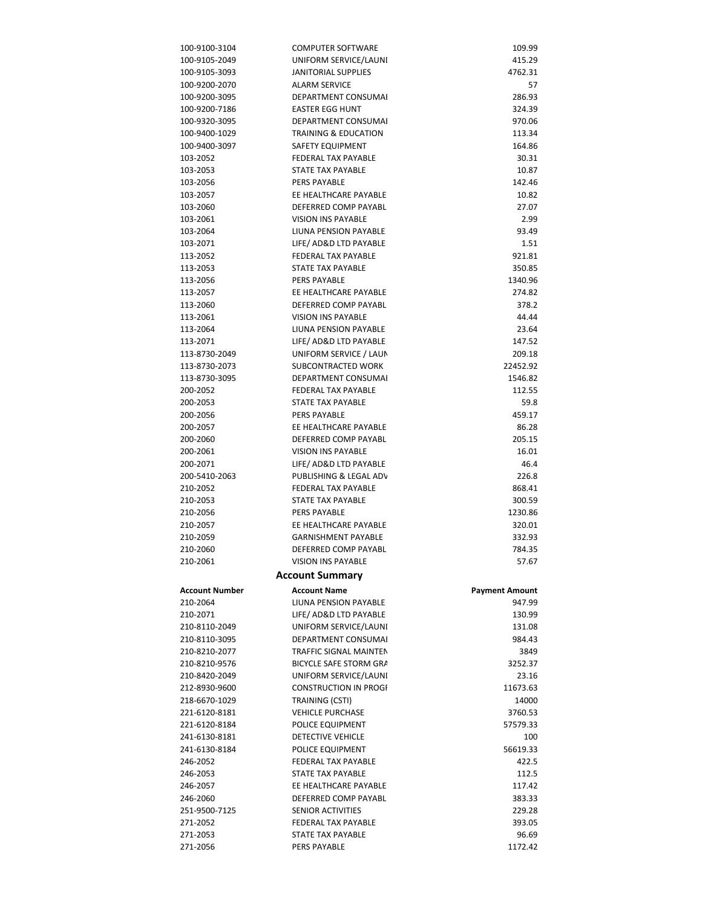| | | |
|---|---|---|
| 100-9100-3104 | COMPUTER SOFTWARE | 109.99 |
| 100-9105-2049 | UNIFORM SERVICE/LAUNI | 415.29 |
| 100-9105-3093 | JANITORIAL SUPPLIES | 4762.31 |
| 100-9200-2070 | ALARM SERVICE | 57 |
| 100-9200-3095 | DEPARTMENT CONSUMAI | 286.93 |
| 100-9200-7186 | EASTER EGG HUNT | 324.39 |
| 100-9320-3095 | DEPARTMENT CONSUMAI | 970.06 |
| 100-9400-1029 | TRAINING & EDUCATION | 113.34 |
| 100-9400-3097 | SAFETY EQUIPMENT | 164.86 |
| 103-2052 | FEDERAL TAX PAYABLE | 30.31 |
| 103-2053 | STATE TAX PAYABLE | 10.87 |
| 103-2056 | PERS PAYABLE | 142.46 |
| 103-2057 | EE HEALTHCARE PAYABLE | 10.82 |
| 103-2060 | DEFERRED COMP PAYABL | 27.07 |
| 103-2061 | VISION INS PAYABLE | 2.99 |
| 103-2064 | LIUNA PENSION PAYABLE | 93.49 |
| 103-2071 | LIFE/ AD&D LTD PAYABLE | 1.51 |
| 113-2052 | FEDERAL TAX PAYABLE | 921.81 |
| 113-2053 | STATE TAX PAYABLE | 350.85 |
| 113-2056 | PERS PAYABLE | 1340.96 |
| 113-2057 | EE HEALTHCARE PAYABLE | 274.82 |
| 113-2060 | DEFERRED COMP PAYABL | 378.2 |
| 113-2061 | VISION INS PAYABLE | 44.44 |
| 113-2064 | LIUNA PENSION PAYABLE | 23.64 |
| 113-2071 | LIFE/ AD&D LTD PAYABLE | 147.52 |
| 113-8730-2049 | UNIFORM SERVICE / LAUN | 209.18 |
| 113-8730-2073 | SUBCONTRACTED WORK | 22452.92 |
| 113-8730-3095 | DEPARTMENT CONSUMAI | 1546.82 |
| 200-2052 | FEDERAL TAX PAYABLE | 112.55 |
| 200-2053 | STATE TAX PAYABLE | 59.8 |
| 200-2056 | PERS PAYABLE | 459.17 |
| 200-2057 | EE HEALTHCARE PAYABLE | 86.28 |
| 200-2060 | DEFERRED COMP PAYABL | 205.15 |
| 200-2061 | VISION INS PAYABLE | 16.01 |
| 200-2071 | LIFE/ AD&D LTD PAYABLE | 46.4 |
| 200-5410-2063 | PUBLISHING & LEGAL ADV | 226.8 |
| 210-2052 | FEDERAL TAX PAYABLE | 868.41 |
| 210-2053 | STATE TAX PAYABLE | 300.59 |
| 210-2056 | PERS PAYABLE | 1230.86 |
| 210-2057 | EE HEALTHCARE PAYABLE | 320.01 |
| 210-2059 | GARNISHMENT PAYABLE | 332.93 |
| 210-2060 | DEFERRED COMP PAYABL | 784.35 |
| 210-2061 | VISION INS PAYABLE | 57.67 |

## Account Summary

| Account Number | Account Name | Payment Amount |
|---|---|---|
| 210-2064 | LIUNA PENSION PAYABLE | 947.99 |
| 210-2071 | LIFE/ AD&D LTD PAYABLE | 130.99 |
| 210-8110-2049 | UNIFORM SERVICE/LAUNI | 131.08 |
| 210-8110-3095 | DEPARTMENT CONSUMAI | 984.43 |
| 210-8210-2077 | TRAFFIC SIGNAL MAINTEN | 3849 |
| 210-8210-9576 | BICYCLE SAFE STORM GRA | 3252.37 |
| 210-8420-2049 | UNIFORM SERVICE/LAUNI | 23.16 |
| 212-8930-9600 | CONSTRUCTION IN PROGI | 11673.63 |
| 218-6670-1029 | TRAINING (CSTI) | 14000 |
| 221-6120-8181 | VEHICLE PURCHASE | 3760.53 |
| 221-6120-8184 | POLICE EQUIPMENT | 57579.33 |
| 241-6130-8181 | DETECTIVE VEHICLE | 100 |
| 241-6130-8184 | POLICE EQUIPMENT | 56619.33 |
| 246-2052 | FEDERAL TAX PAYABLE | 422.5 |
| 246-2053 | STATE TAX PAYABLE | 112.5 |
| 246-2057 | EE HEALTHCARE PAYABLE | 117.42 |
| 246-2060 | DEFERRED COMP PAYABL | 383.33 |
| 251-9500-7125 | SENIOR ACTIVITIES | 229.28 |
| 271-2052 | FEDERAL TAX PAYABLE | 393.05 |
| 271-2053 | STATE TAX PAYABLE | 96.69 |
| 271-2056 | PERS PAYABLE | 1172.42 |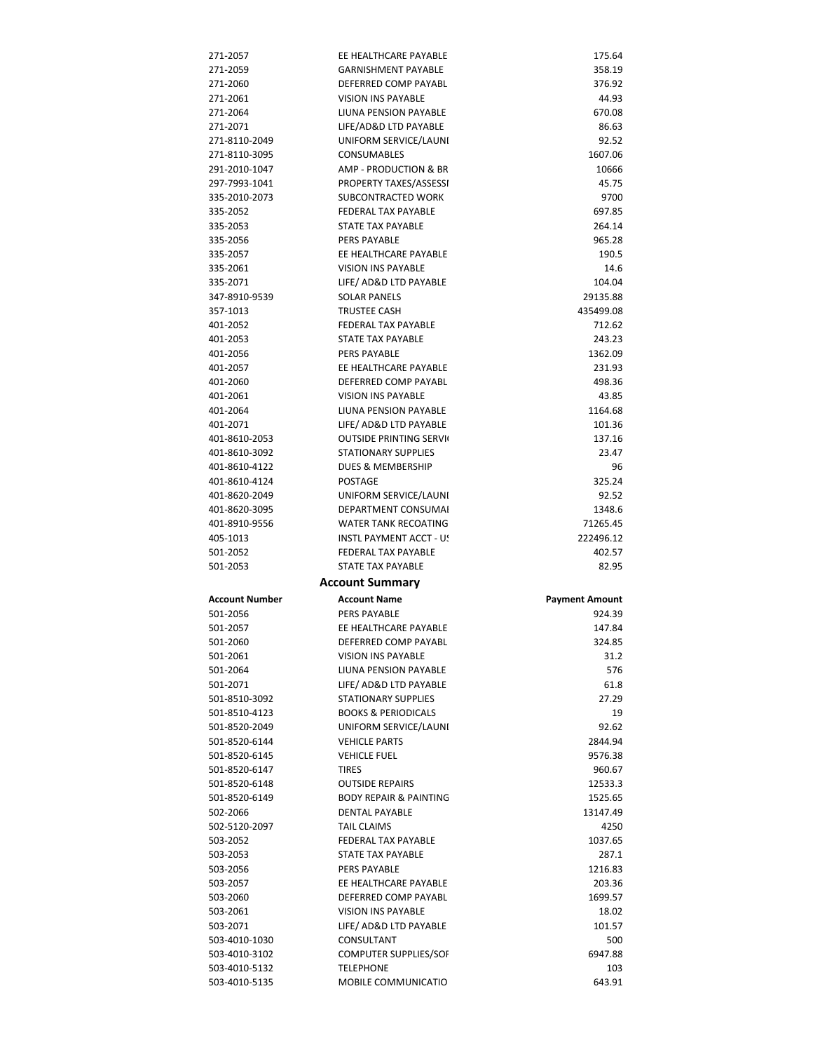| | | |
|---|---|---|
| 271-2057 | EE HEALTHCARE PAYABLE | 175.64 |
| 271-2059 | GARNISHMENT PAYABLE | 358.19 |
| 271-2060 | DEFERRED COMP PAYABL | 376.92 |
| 271-2061 | VISION INS PAYABLE | 44.93 |
| 271-2064 | LIUNA PENSION PAYABLE | 670.08 |
| 271-2071 | LIFE/AD&D LTD PAYABLE | 86.63 |
| 271-8110-2049 | UNIFORM SERVICE/LAUNI | 92.52 |
| 271-8110-3095 | CONSUMABLES | 1607.06 |
| 291-2010-1047 | AMP - PRODUCTION & BR | 10666 |
| 297-7993-1041 | PROPERTY TAXES/ASSESSI | 45.75 |
| 335-2010-2073 | SUBCONTRACTED WORK | 9700 |
| 335-2052 | FEDERAL TAX PAYABLE | 697.85 |
| 335-2053 | STATE TAX PAYABLE | 264.14 |
| 335-2056 | PERS PAYABLE | 965.28 |
| 335-2057 | EE HEALTHCARE PAYABLE | 190.5 |
| 335-2061 | VISION INS PAYABLE | 14.6 |
| 335-2071 | LIFE/ AD&D LTD PAYABLE | 104.04 |
| 347-8910-9539 | SOLAR PANELS | 29135.88 |
| 357-1013 | TRUSTEE CASH | 435499.08 |
| 401-2052 | FEDERAL TAX PAYABLE | 712.62 |
| 401-2053 | STATE TAX PAYABLE | 243.23 |
| 401-2056 | PERS PAYABLE | 1362.09 |
| 401-2057 | EE HEALTHCARE PAYABLE | 231.93 |
| 401-2060 | DEFERRED COMP PAYABL | 498.36 |
| 401-2061 | VISION INS PAYABLE | 43.85 |
| 401-2064 | LIUNA PENSION PAYABLE | 1164.68 |
| 401-2071 | LIFE/ AD&D LTD PAYABLE | 101.36 |
| 401-8610-2053 | OUTSIDE PRINTING SERVI | 137.16 |
| 401-8610-3092 | STATIONARY SUPPLIES | 23.47 |
| 401-8610-4122 | DUES & MEMBERSHIP | 96 |
| 401-8610-4124 | POSTAGE | 325.24 |
| 401-8620-2049 | UNIFORM SERVICE/LAUNI | 92.52 |
| 401-8620-3095 | DEPARTMENT CONSUMAI | 1348.6 |
| 401-8910-9556 | WATER TANK RECOATING | 71265.45 |
| 405-1013 | INSTL PAYMENT ACCT - U! | 222496.12 |
| 501-2052 | FEDERAL TAX PAYABLE | 402.57 |
| 501-2053 | STATE TAX PAYABLE | 82.95 |

## Account Summary

| Account Number | Account Name | Payment Amount |
|---|---|---|
| 501-2056 | PERS PAYABLE | 924.39 |
| 501-2057 | EE HEALTHCARE PAYABLE | 147.84 |
| 501-2060 | DEFERRED COMP PAYABL | 324.85 |
| 501-2061 | VISION INS PAYABLE | 31.2 |
| 501-2064 | LIUNA PENSION PAYABLE | 576 |
| 501-2071 | LIFE/ AD&D LTD PAYABLE | 61.8 |
| 501-8510-3092 | STATIONARY SUPPLIES | 27.29 |
| 501-8510-4123 | BOOKS & PERIODICALS | 19 |
| 501-8520-2049 | UNIFORM SERVICE/LAUNI | 92.62 |
| 501-8520-6144 | VEHICLE PARTS | 2844.94 |
| 501-8520-6145 | VEHICLE FUEL | 9576.38 |
| 501-8520-6147 | TIRES | 960.67 |
| 501-8520-6148 | OUTSIDE REPAIRS | 12533.3 |
| 501-8520-6149 | BODY REPAIR & PAINTING | 1525.65 |
| 502-2066 | DENTAL PAYABLE | 13147.49 |
| 502-5120-2097 | TAIL CLAIMS | 4250 |
| 503-2052 | FEDERAL TAX PAYABLE | 1037.65 |
| 503-2053 | STATE TAX PAYABLE | 287.1 |
| 503-2056 | PERS PAYABLE | 1216.83 |
| 503-2057 | EE HEALTHCARE PAYABLE | 203.36 |
| 503-2060 | DEFERRED COMP PAYABL | 1699.57 |
| 503-2061 | VISION INS PAYABLE | 18.02 |
| 503-2071 | LIFE/ AD&D LTD PAYABLE | 101.57 |
| 503-4010-1030 | CONSULTANT | 500 |
| 503-4010-3102 | COMPUTER SUPPLIES/SOF | 6947.88 |
| 503-4010-5132 | TELEPHONE | 103 |
| 503-4010-5135 | MOBILE COMMUNICATIO | 643.91 |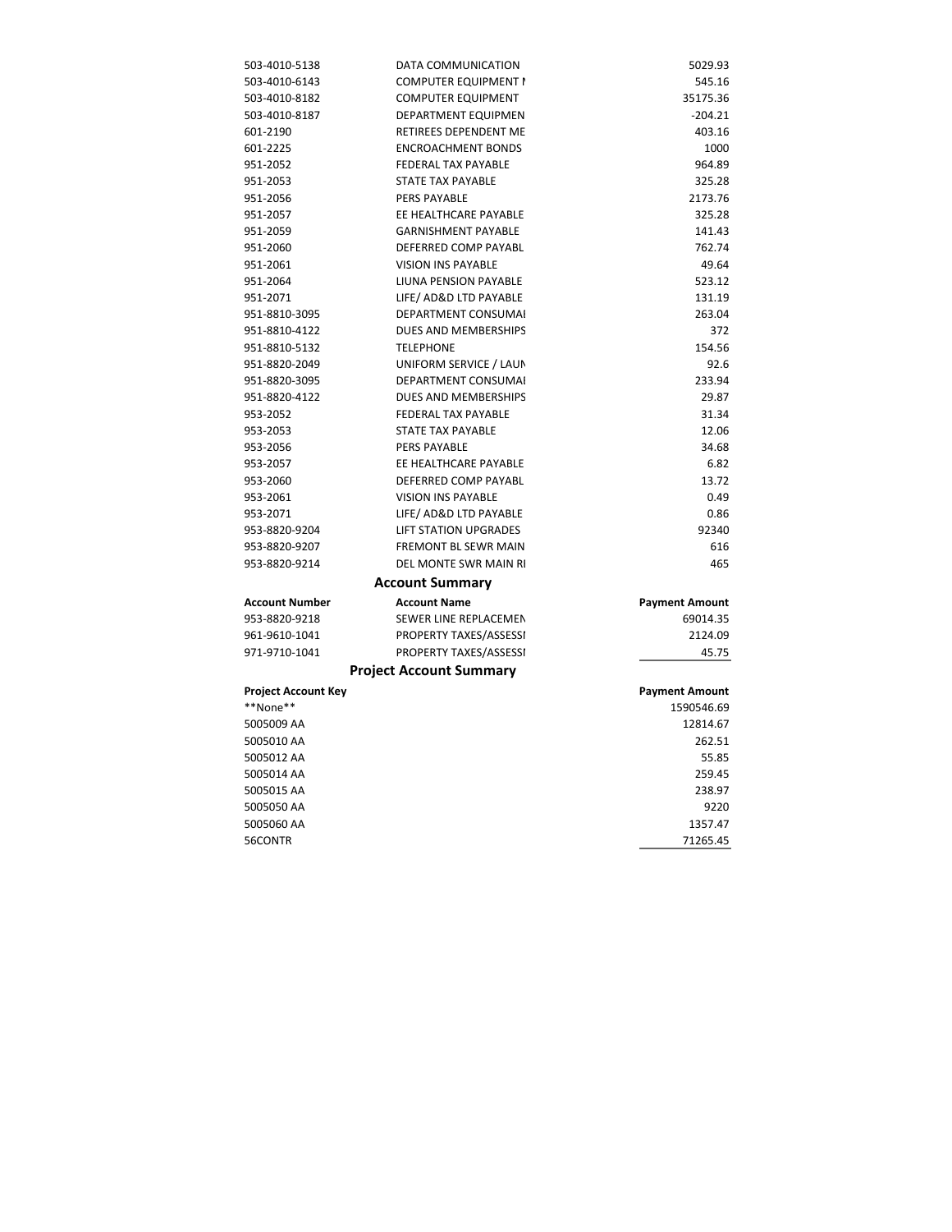| | | |
|---|---|---|
| 503-4010-5138 | DATA COMMUNICATION | 5029.93 |
| 503-4010-6143 | COMPUTER EQUIPMENT I | 545.16 |
| 503-4010-8182 | COMPUTER EQUIPMENT | 35175.36 |
| 503-4010-8187 | DEPARTMENT EQUIPMEN | -204.21 |
| 601-2190 | RETIREES DEPENDENT ME | 403.16 |
| 601-2225 | ENCROACHMENT BONDS | 1000 |
| 951-2052 | FEDERAL TAX PAYABLE | 964.89 |
| 951-2053 | STATE TAX PAYABLE | 325.28 |
| 951-2056 | PERS PAYABLE | 2173.76 |
| 951-2057 | EE HEALTHCARE PAYABLE | 325.28 |
| 951-2059 | GARNISHMENT PAYABLE | 141.43 |
| 951-2060 | DEFERRED COMP PAYABL | 762.74 |
| 951-2061 | VISION INS PAYABLE | 49.64 |
| 951-2064 | LIUNA PENSION PAYABLE | 523.12 |
| 951-2071 | LIFE/ AD&D LTD PAYABLE | 131.19 |
| 951-8810-3095 | DEPARTMENT CONSUMAI | 263.04 |
| 951-8810-4122 | DUES AND MEMBERSHIPS | 372 |
| 951-8810-5132 | TELEPHONE | 154.56 |
| 951-8820-2049 | UNIFORM SERVICE / LAUN | 92.6 |
| 951-8820-3095 | DEPARTMENT CONSUMAI | 233.94 |
| 951-8820-4122 | DUES AND MEMBERSHIPS | 29.87 |
| 953-2052 | FEDERAL TAX PAYABLE | 31.34 |
| 953-2053 | STATE TAX PAYABLE | 12.06 |
| 953-2056 | PERS PAYABLE | 34.68 |
| 953-2057 | EE HEALTHCARE PAYABLE | 6.82 |
| 953-2060 | DEFERRED COMP PAYABL | 13.72 |
| 953-2061 | VISION INS PAYABLE | 0.49 |
| 953-2071 | LIFE/ AD&D LTD PAYABLE | 0.86 |
| 953-8820-9204 | LIFT STATION UPGRADES | 92340 |
| 953-8820-9207 | FREMONT BL SEWR MAIN | 616 |
| 953-8820-9214 | DEL MONTE SWR MAIN RI | 465 |

## Account Summary

| Account Number | Account Name | Payment Amount |
|---|---|---|
| 953-8820-9218 | SEWER LINE REPLACEMEN | 69014.35 |
| 961-9610-1041 | PROPERTY TAXES/ASSESSI | 2124.09 |
| 971-9710-1041 | PROPERTY TAXES/ASSESSI | 45.75 |

## Project Account Summary

| Project Account Key | Payment Amount |
|---|---|
| **None** | 1590546.69 |
| 5005009 AA | 12814.67 |
| 5005010 AA | 262.51 |
| 5005012 AA | 55.85 |
| 5005014 AA | 259.45 |
| 5005015 AA | 238.97 |
| 5005050 AA | 9220 |
| 5005060 AA | 1357.47 |
| 56CONTR | 71265.45 |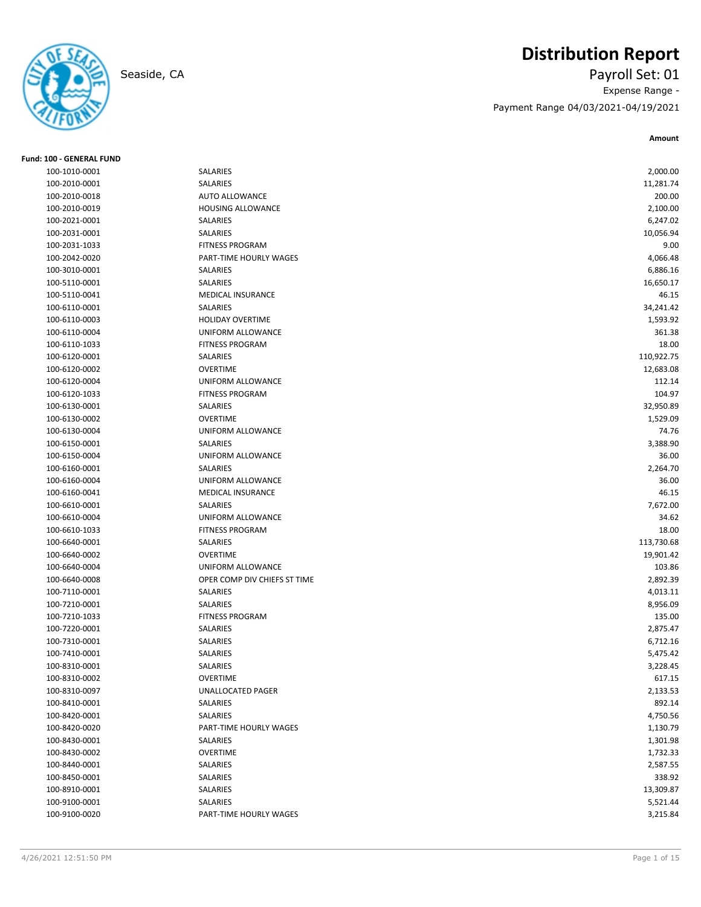# Distribution Report

Seaside, CA

Payroll Set: 01

Expense Range -

Payment Range 04/03/2021-04/19/2021

**Fund: 100 - GENERAL FUND**

| Account | Description | Amount |
|---|---|---|
| 100-1010-0001 | SALARIES | 2,000.00 |
| 100-2010-0001 | SALARIES | 11,281.74 |
| 100-2010-0018 | AUTO ALLOWANCE | 200.00 |
| 100-2010-0019 | HOUSING ALLOWANCE | 2,100.00 |
| 100-2021-0001 | SALARIES | 6,247.02 |
| 100-2031-0001 | SALARIES | 10,056.94 |
| 100-2031-1033 | FITNESS PROGRAM | 9.00 |
| 100-2042-0020 | PART-TIME HOURLY WAGES | 4,066.48 |
| 100-3010-0001 | SALARIES | 6,886.16 |
| 100-5110-0001 | SALARIES | 16,650.17 |
| 100-5110-0041 | MEDICAL INSURANCE | 46.15 |
| 100-6110-0001 | SALARIES | 34,241.42 |
| 100-6110-0003 | HOLIDAY OVERTIME | 1,593.92 |
| 100-6110-0004 | UNIFORM ALLOWANCE | 361.38 |
| 100-6110-1033 | FITNESS PROGRAM | 18.00 |
| 100-6120-0001 | SALARIES | 110,922.75 |
| 100-6120-0002 | OVERTIME | 12,683.08 |
| 100-6120-0004 | UNIFORM ALLOWANCE | 112.14 |
| 100-6120-1033 | FITNESS PROGRAM | 104.97 |
| 100-6130-0001 | SALARIES | 32,950.89 |
| 100-6130-0002 | OVERTIME | 1,529.09 |
| 100-6130-0004 | UNIFORM ALLOWANCE | 74.76 |
| 100-6150-0001 | SALARIES | 3,388.90 |
| 100-6150-0004 | UNIFORM ALLOWANCE | 36.00 |
| 100-6160-0001 | SALARIES | 2,264.70 |
| 100-6160-0004 | UNIFORM ALLOWANCE | 36.00 |
| 100-6160-0041 | MEDICAL INSURANCE | 46.15 |
| 100-6610-0001 | SALARIES | 7,672.00 |
| 100-6610-0004 | UNIFORM ALLOWANCE | 34.62 |
| 100-6610-1033 | FITNESS PROGRAM | 18.00 |
| 100-6640-0001 | SALARIES | 113,730.68 |
| 100-6640-0002 | OVERTIME | 19,901.42 |
| 100-6640-0004 | UNIFORM ALLOWANCE | 103.86 |
| 100-6640-0008 | OPER COMP DIV CHIEFS ST TIME | 2,892.39 |
| 100-7110-0001 | SALARIES | 4,013.11 |
| 100-7210-0001 | SALARIES | 8,956.09 |
| 100-7210-1033 | FITNESS PROGRAM | 135.00 |
| 100-7220-0001 | SALARIES | 2,875.47 |
| 100-7310-0001 | SALARIES | 6,712.16 |
| 100-7410-0001 | SALARIES | 5,475.42 |
| 100-8310-0001 | SALARIES | 3,228.45 |
| 100-8310-0002 | OVERTIME | 617.15 |
| 100-8310-0097 | UNALLOCATED PAGER | 2,133.53 |
| 100-8410-0001 | SALARIES | 892.14 |
| 100-8420-0001 | SALARIES | 4,750.56 |
| 100-8420-0020 | PART-TIME HOURLY WAGES | 1,130.79 |
| 100-8430-0001 | SALARIES | 1,301.98 |
| 100-8430-0002 | OVERTIME | 1,732.33 |
| 100-8440-0001 | SALARIES | 2,587.55 |
| 100-8450-0001 | SALARIES | 338.92 |
| 100-8910-0001 | SALARIES | 13,309.87 |
| 100-9100-0001 | SALARIES | 5,521.44 |
| 100-9100-0020 | PART-TIME HOURLY WAGES | 3,215.84 |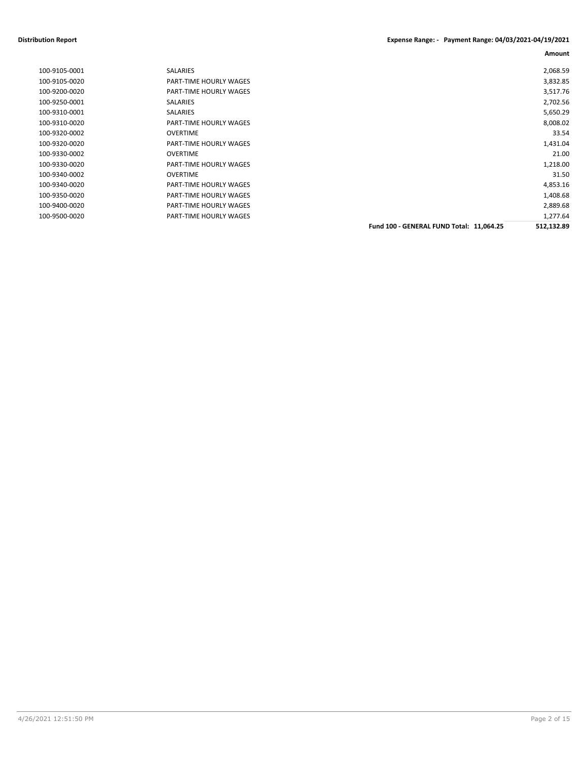**Distribution Report** **Expense Range: - Payment Range: 04/03/2021-04/19/2021**

| | | Amount |
|---|---|---|
| 100-9105-0001 | SALARIES | 2,068.59 |
| 100-9105-0020 | PART-TIME HOURLY WAGES | 3,832.85 |
| 100-9200-0020 | PART-TIME HOURLY WAGES | 3,517.76 |
| 100-9250-0001 | SALARIES | 2,702.56 |
| 100-9310-0001 | SALARIES | 5,650.29 |
| 100-9310-0020 | PART-TIME HOURLY WAGES | 8,008.02 |
| 100-9320-0002 | OVERTIME | 33.54 |
| 100-9320-0020 | PART-TIME HOURLY WAGES | 1,431.04 |
| 100-9330-0002 | OVERTIME | 21.00 |
| 100-9330-0020 | PART-TIME HOURLY WAGES | 1,218.00 |
| 100-9340-0002 | OVERTIME | 31.50 |
| 100-9340-0020 | PART-TIME HOURLY WAGES | 4,853.16 |
| 100-9350-0020 | PART-TIME HOURLY WAGES | 1,408.68 |
| 100-9400-0020 | PART-TIME HOURLY WAGES | 2,889.68 |
| 100-9500-0020 | PART-TIME HOURLY WAGES | 1,277.64 |
| | **Fund 100 - GENERAL FUND Total: 11,064.25** | **512,132.89** |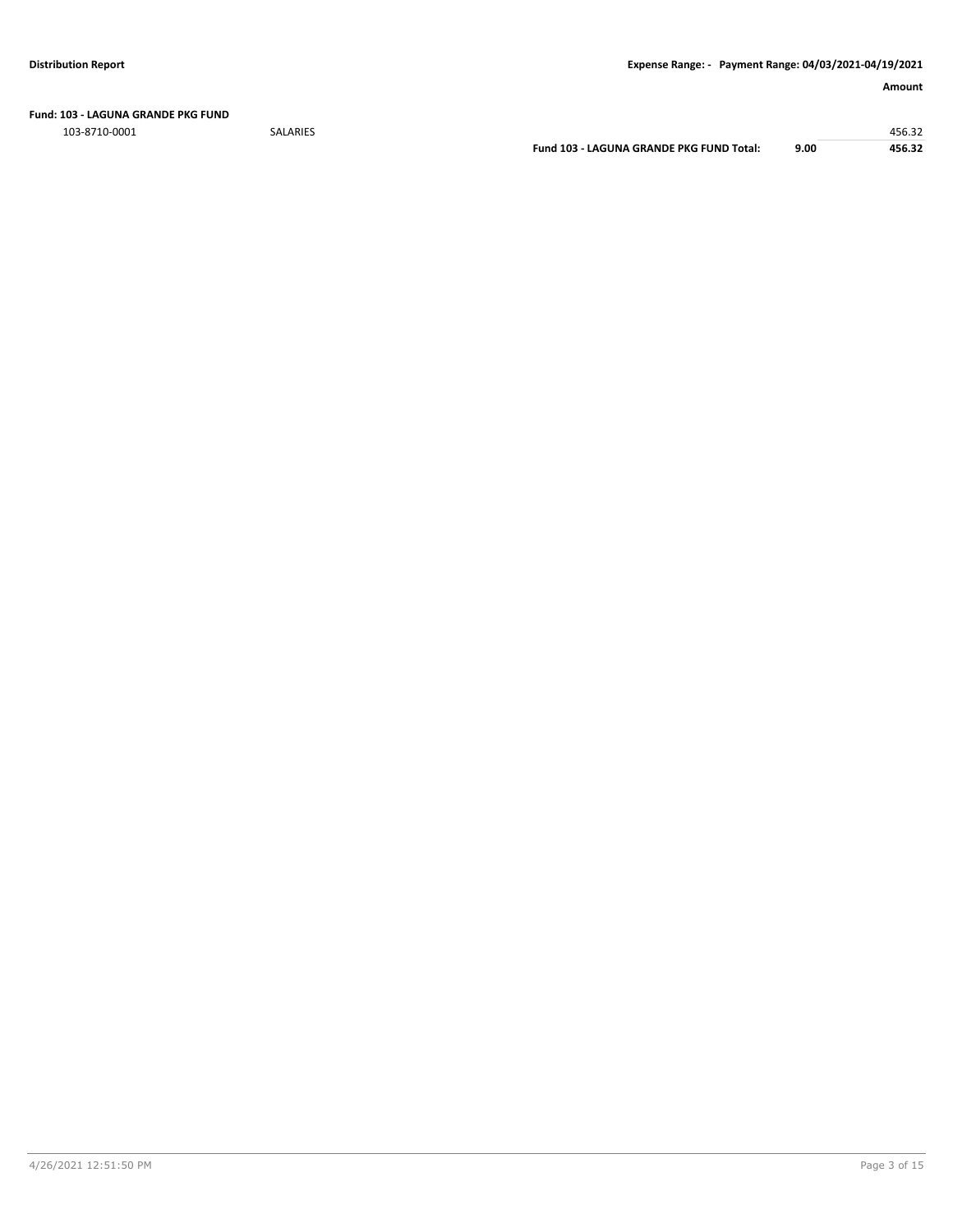**Fund: 103 - LAGUNA GRANDE PKG FUND**

| | | | | Amount |
|---|---|---|---|---|
| 103-8710-0001 | SALARIES | | | 456.32 |
| | | **Fund 103 - LAGUNA GRANDE PKG FUND Total:** | **9.00** | **456.32** |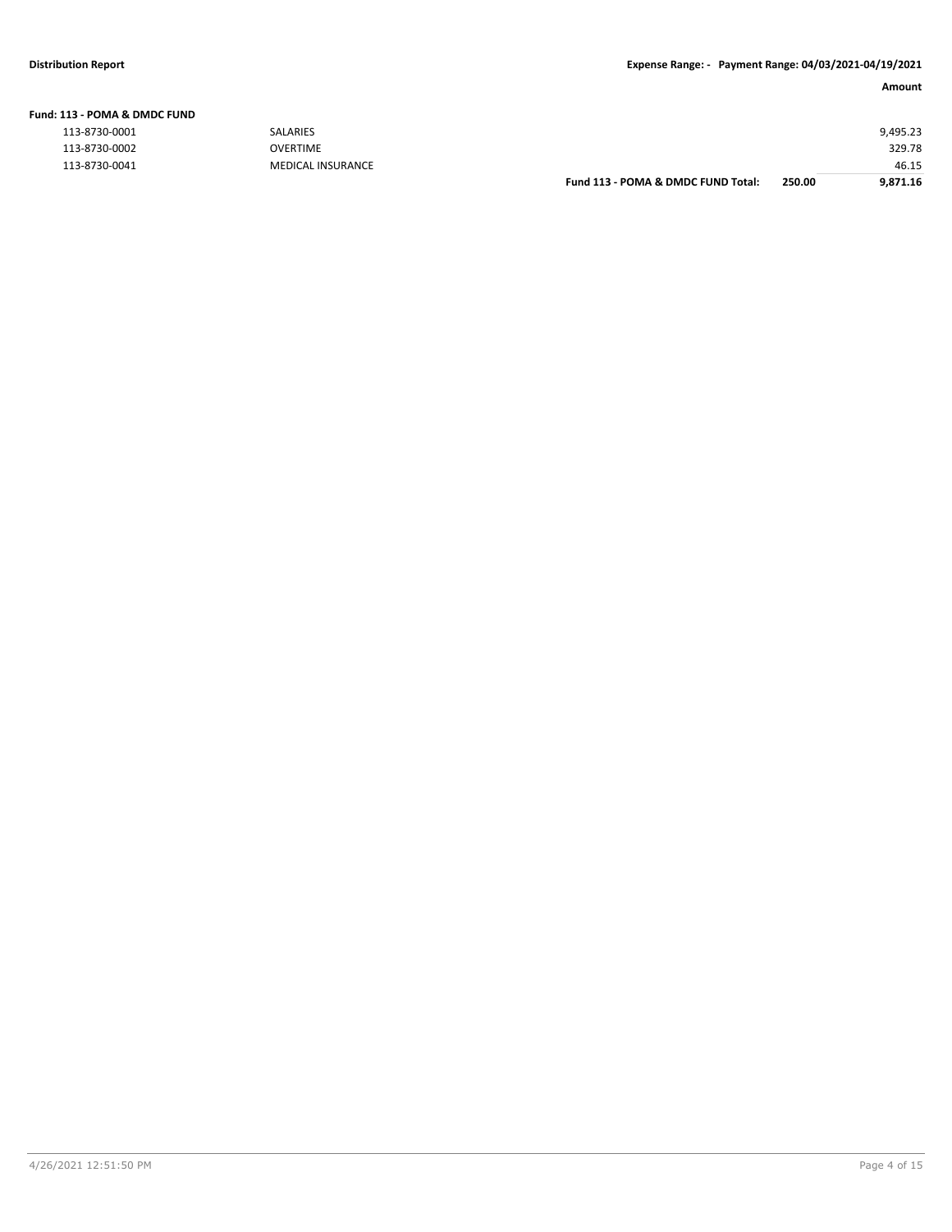**Distribution Report** **Expense Range: - Payment Range: 04/03/2021-04/19/2021**

| | | | | **Amount** |
|---|---|---|---|---|
| **Fund: 113 - POMA & DMDC FUND** | | | | |
| 113-8730-0001 | SALARIES | | | 9,495.23 |
| 113-8730-0002 | OVERTIME | | | 329.78 |
| 113-8730-0041 | MEDICAL INSURANCE | | | 46.15 |
| | | **Fund 113 - POMA & DMDC FUND Total:** | **250.00** | **9,871.16** |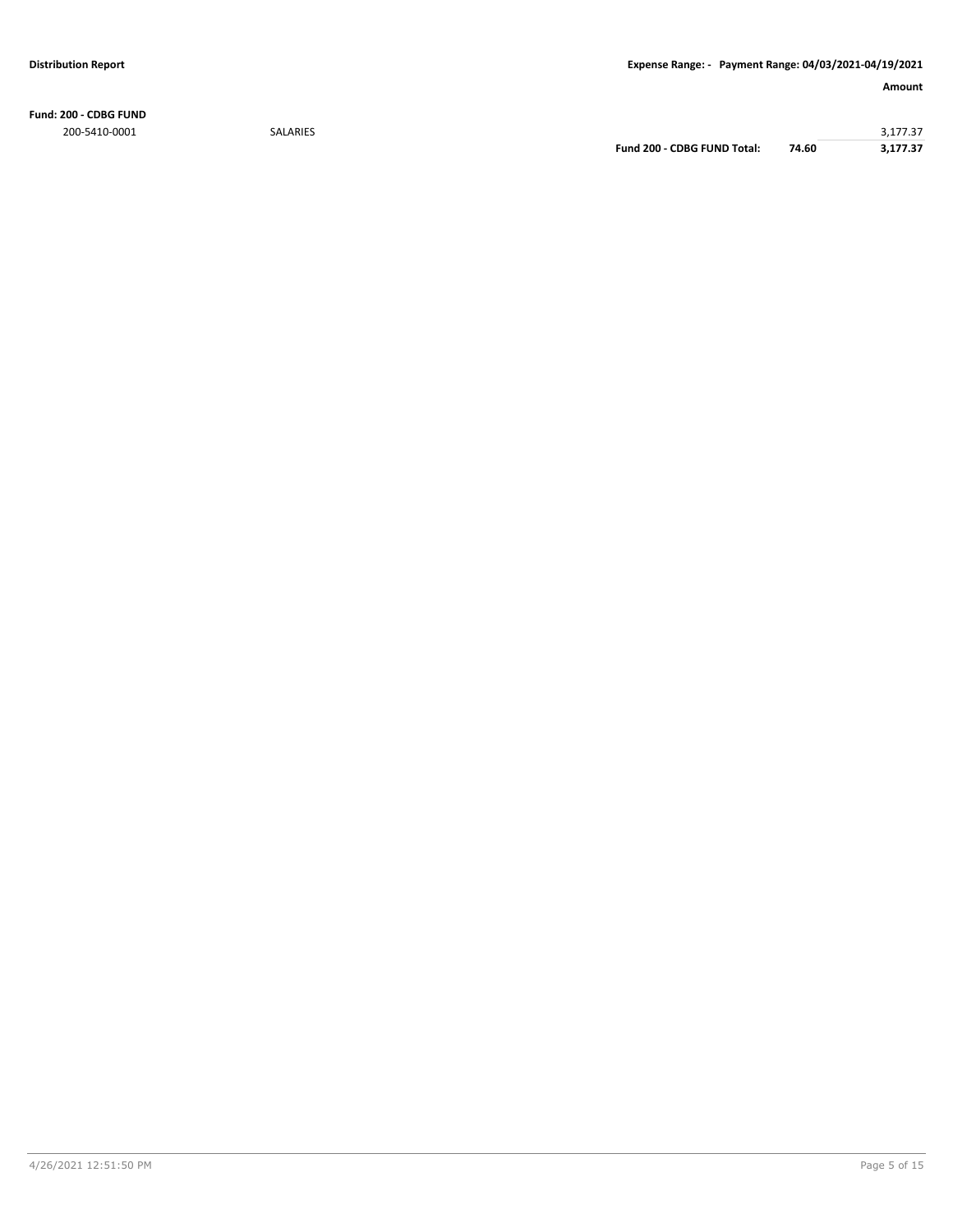**Distribution Report** | **Expense Range: - Payment Range: 04/03/2021-04/19/2021**

| | | | | **Amount** |
|---|---|---|---|---|
| **Fund: 200 - CDBG FUND** | | | | |
| 200-5410-0001 | SALARIES | | | 3,177.37 |
| | | **Fund 200 - CDBG FUND Total:** | **74.60** | **3,177.37** |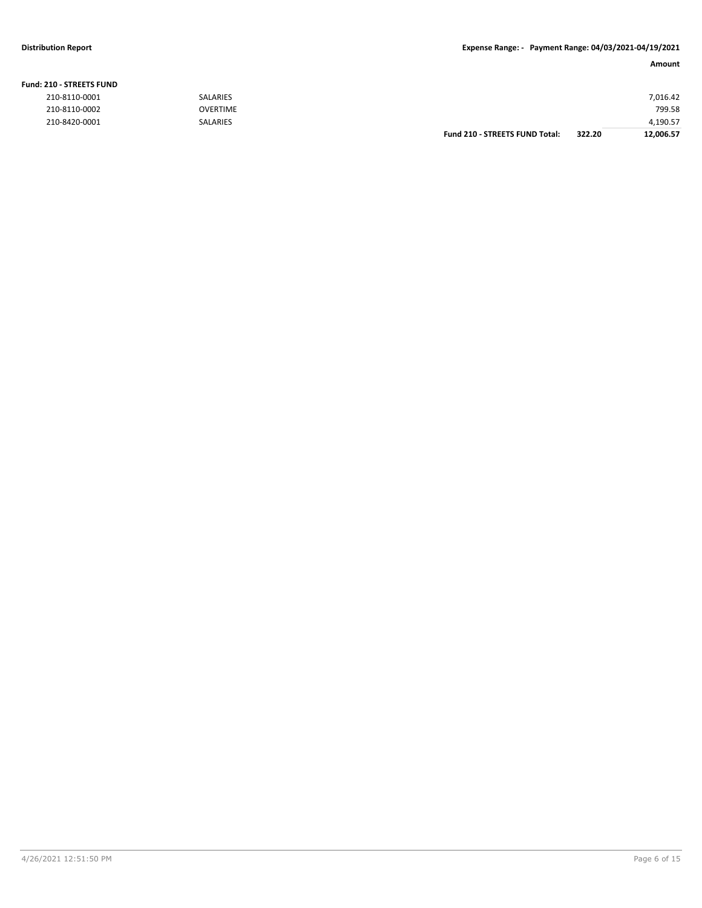**Fund: 210 - STREETS FUND**

| | | | | Amount |
|---|---|---|---|---|
| 210-8110-0001 | SALARIES | | | 7,016.42 |
| 210-8110-0002 | OVERTIME | | | 799.58 |
| 210-8420-0001 | SALARIES | | | 4,190.57 |
| | | **Fund 210 - STREETS FUND Total:** | **322.20** | **12,006.57** |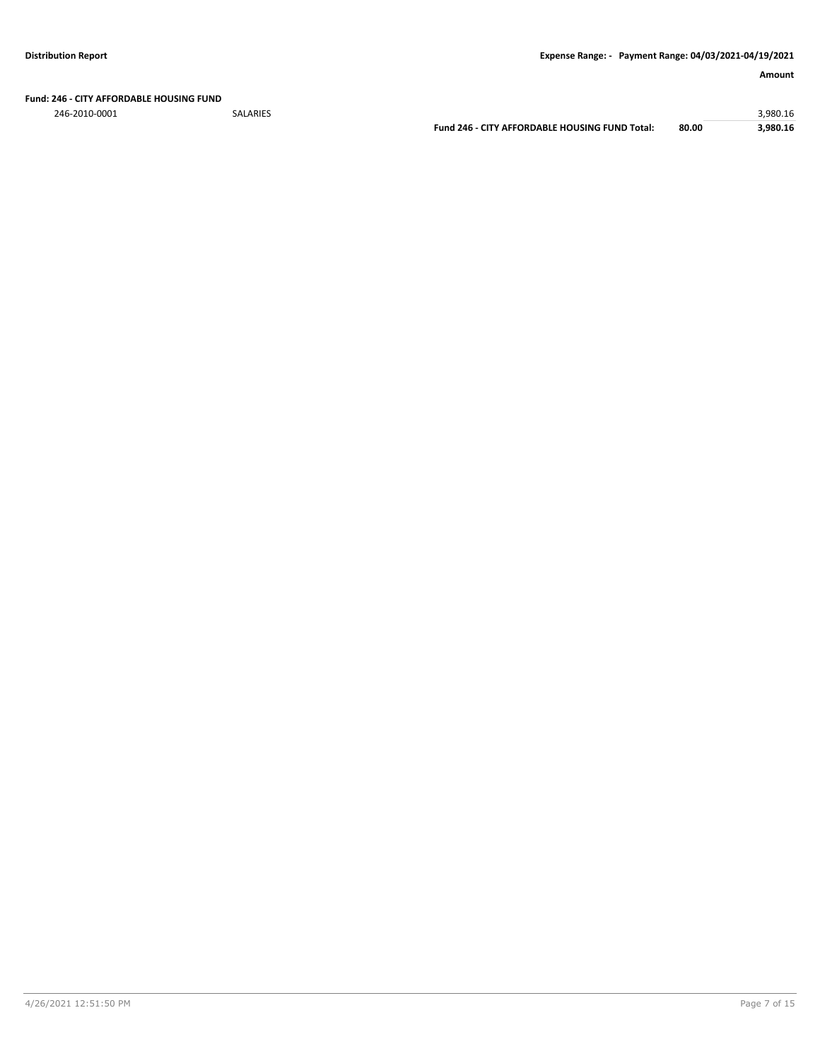**Fund: 246 - CITY AFFORDABLE HOUSING FUND**

| | | | | Amount |
|---|---|---|---|---|
| 246-2010-0001 | SALARIES | | | 3,980.16 |
| | | **Fund 246 - CITY AFFORDABLE HOUSING FUND Total:** | **80.00** | **3,980.16** |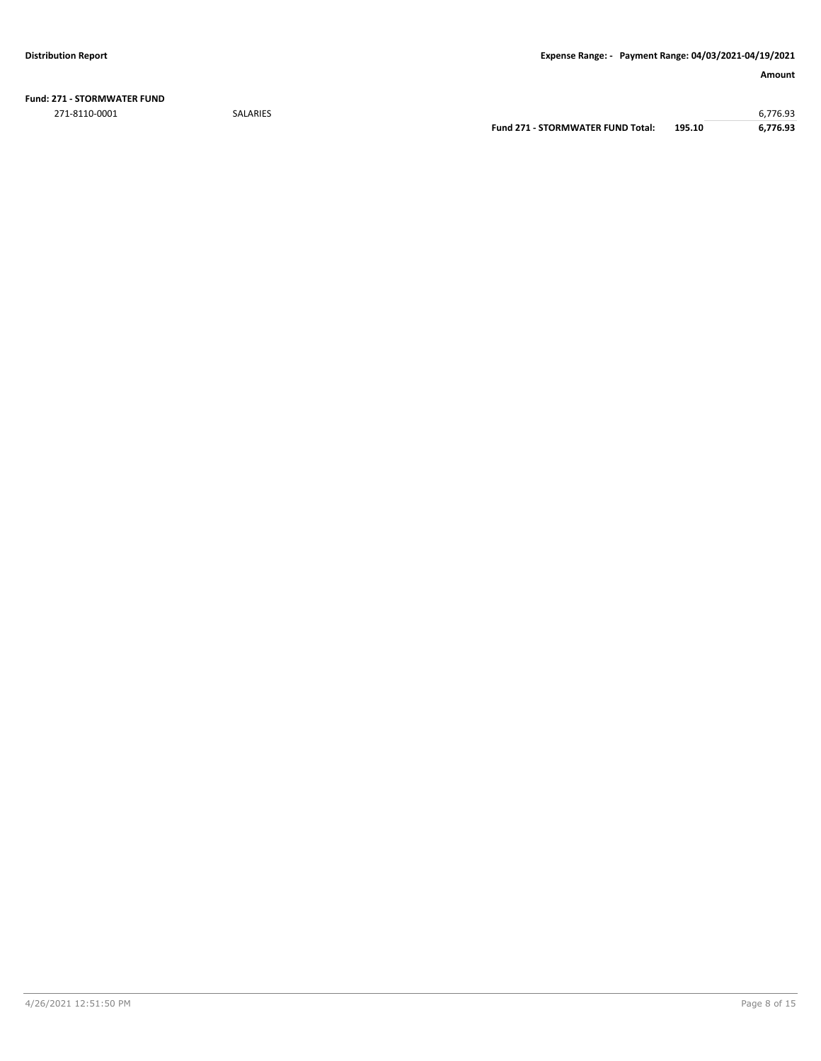**Distribution Report** | **Expense Range: - Payment Range: 04/03/2021-04/19/2021**

**Fund: 271 - STORMWATER FUND**

| | | | **Amount** |
|---|---|---|---|
| 271-8110-0001 | SALARIES | | 6,776.93 |
| | **Fund 271 - STORMWATER FUND Total:** | **195.10** | **6,776.93** |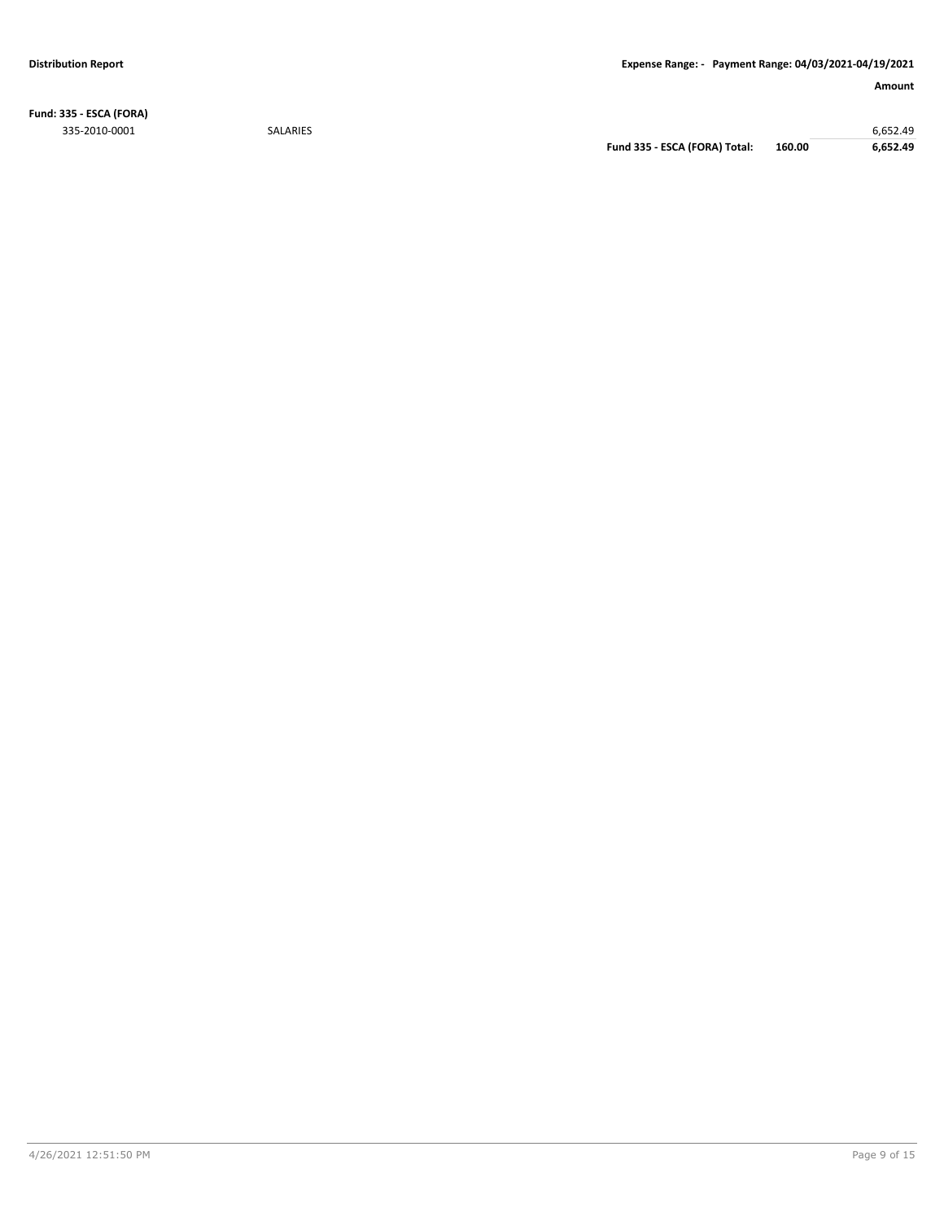**Distribution Report** | **Expense Range: - Payment Range: 04/03/2021-04/19/2021**

| | | | | **Amount** |
|---|---|---|---|---|
| **Fund: 335 - ESCA (FORA)** | | | | |
| 335-2010-0001 | SALARIES | | | 6,652.49 |
| | | **Fund 335 - ESCA (FORA) Total:** | **160.00** | **6,652.49** |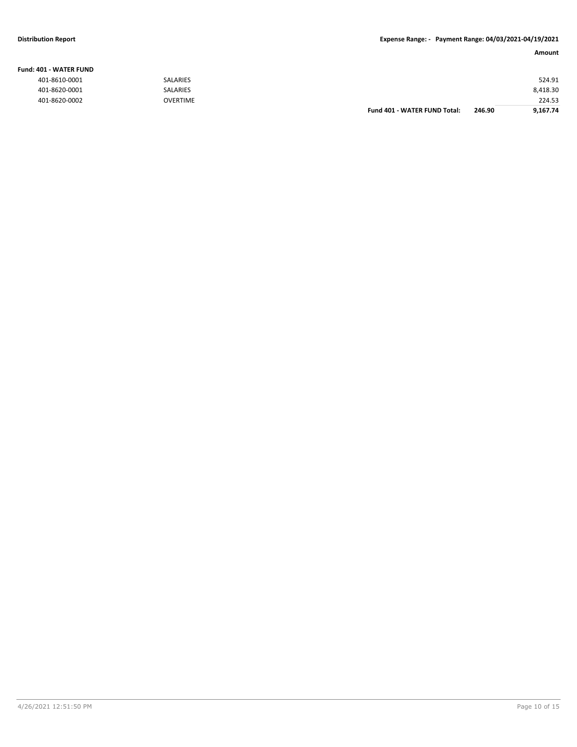**Distribution Report** **Expense Range: - Payment Range: 04/03/2021-04/19/2021**

| | | | | Amount |
|---|---|---|---|---|
| **Fund: 401 - WATER FUND** | | | | |
| 401-8610-0001 | SALARIES | | | 524.91 |
| 401-8620-0001 | SALARIES | | | 8,418.30 |
| 401-8620-0002 | OVERTIME | | | 224.53 |
| | | **Fund 401 - WATER FUND Total:** | **246.90** | **9,167.74** |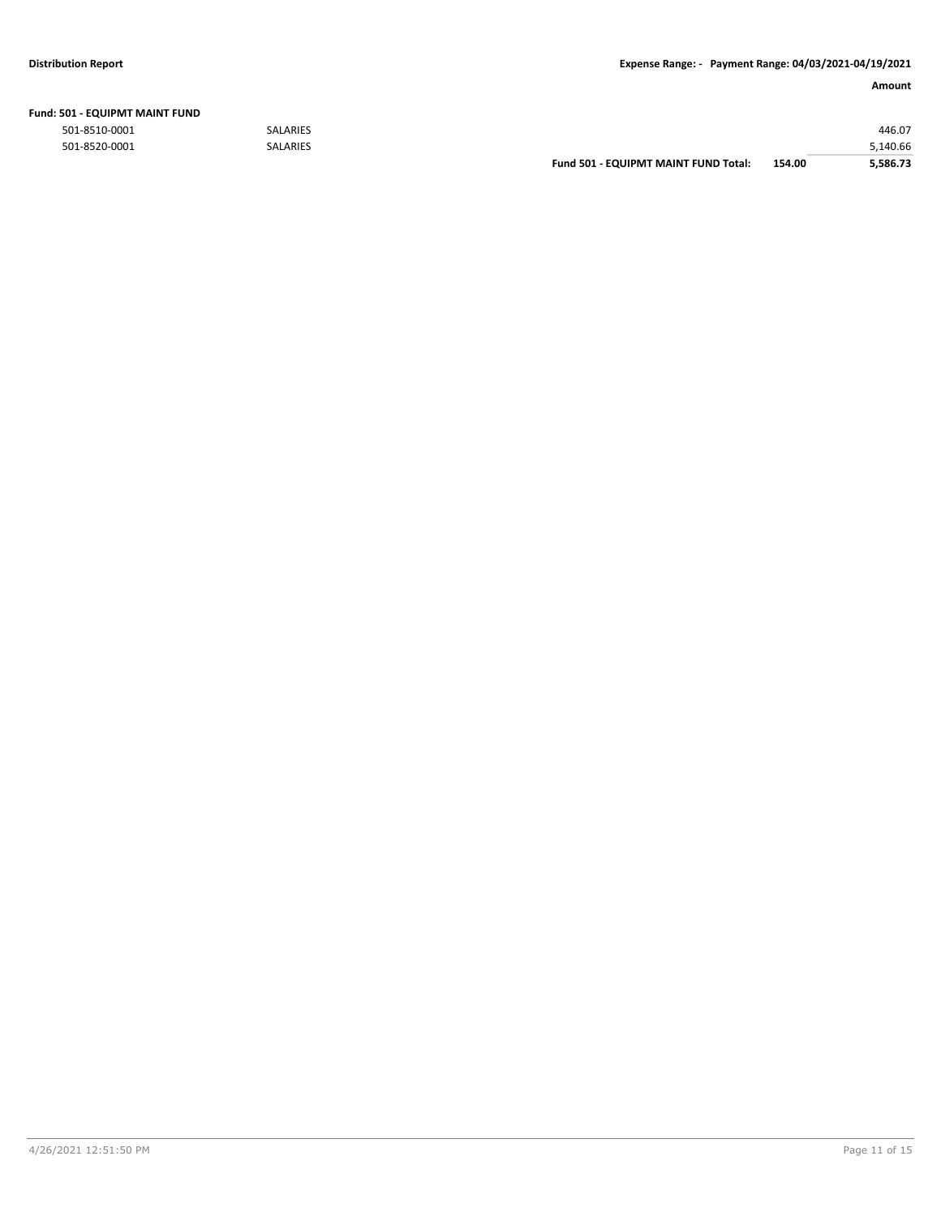| | | | Amount |
|---|---|---|---|
| **Fund: 501 - EQUIPMT MAINT FUND** | | | |
| 501-8510-0001 | SALARIES | | 446.07 |
| 501-8520-0001 | SALARIES | | 5,140.66 |
| | **Fund 501 - EQUIPMT MAINT FUND Total:** | **154.00** | **5,586.73** |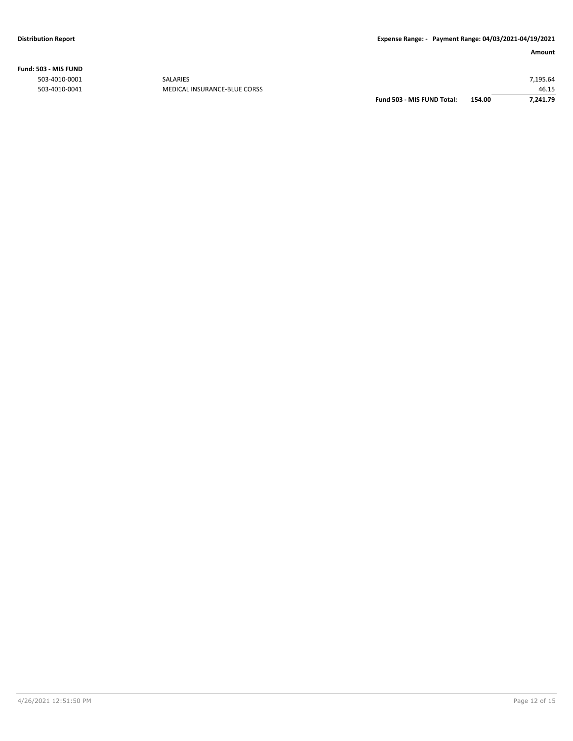**Fund: 503 - MIS FUND**

| | | | | Amount |
|---|---|---|---|---|
| 503-4010-0001 | SALARIES | | | 7,195.64 |
| 503-4010-0041 | MEDICAL INSURANCE-BLUE CORSS | | | 46.15 |
| | | **Fund 503 - MIS FUND Total:** | **154.00** | **7,241.79** |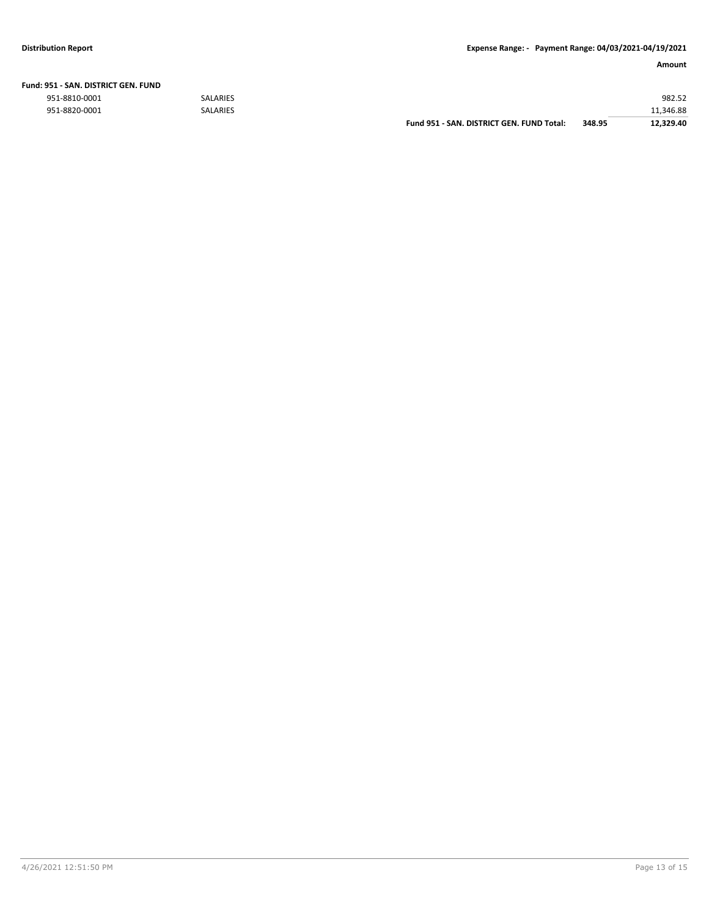**Distribution Report** **Expense Range: - Payment Range: 04/03/2021-04/19/2021**

| | | | | Amount |
|---|---|---|---|---|
| **Fund: 951 - SAN. DISTRICT GEN. FUND** | | | | |
| 951-8810-0001 | SALARIES | | | 982.52 |
| 951-8820-0001 | SALARIES | | | 11,346.88 |
| | | **Fund 951 - SAN. DISTRICT GEN. FUND Total:** | **348.95** | **12,329.40** |

4/26/2021 12:51:50 PM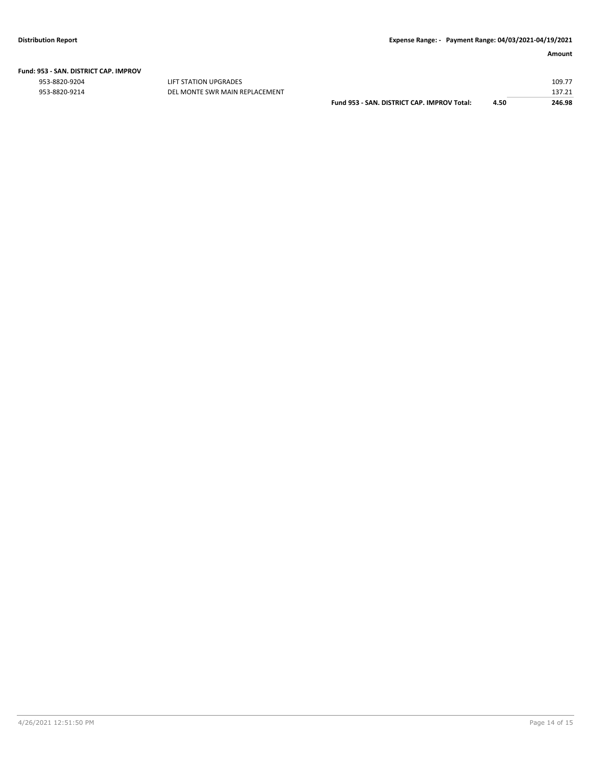**Fund: 953 - SAN. DISTRICT CAP. IMPROV**

| Account | Description | | | Amount |
|---|---|---|---|---|
| 953-8820-9204 | LIFT STATION UPGRADES | | | 109.77 |
| 953-8820-9214 | DEL MONTE SWR MAIN REPLACEMENT | | | 137.21 |
| | | **Fund 953 - SAN. DISTRICT CAP. IMPROV Total:** | **4.50** | **246.98** |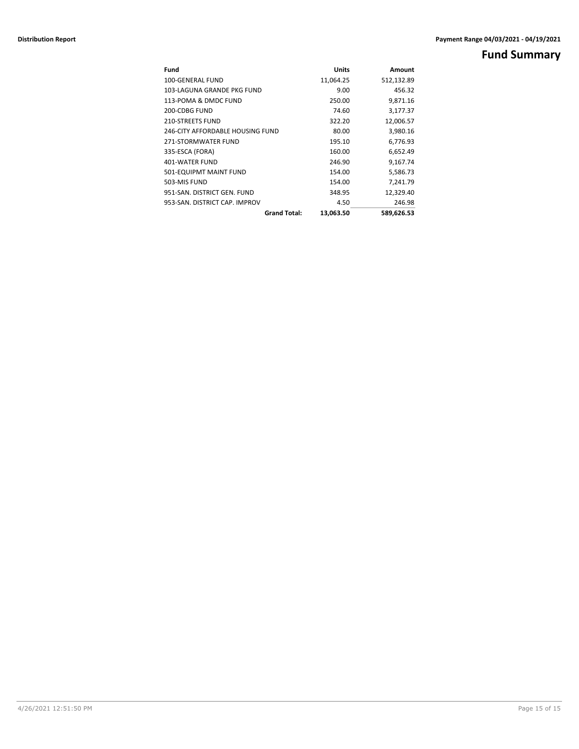# Fund Summary

| Fund | Units | Amount |
|---|---|---|
| 100-GENERAL FUND | 11,064.25 | 512,132.89 |
| 103-LAGUNA GRANDE PKG FUND | 9.00 | 456.32 |
| 113-POMA & DMDC FUND | 250.00 | 9,871.16 |
| 200-CDBG FUND | 74.60 | 3,177.37 |
| 210-STREETS FUND | 322.20 | 12,006.57 |
| 246-CITY AFFORDABLE HOUSING FUND | 80.00 | 3,980.16 |
| 271-STORMWATER FUND | 195.10 | 6,776.93 |
| 335-ESCA (FORA) | 160.00 | 6,652.49 |
| 401-WATER FUND | 246.90 | 9,167.74 |
| 501-EQUIPMT MAINT FUND | 154.00 | 5,586.73 |
| 503-MIS FUND | 154.00 | 7,241.79 |
| 951-SAN. DISTRICT GEN. FUND | 348.95 | 12,329.40 |
| 953-SAN. DISTRICT CAP. IMPROV | 4.50 | 246.98 |
| **Grand Total:** | **13,063.50** | **589,626.53** |